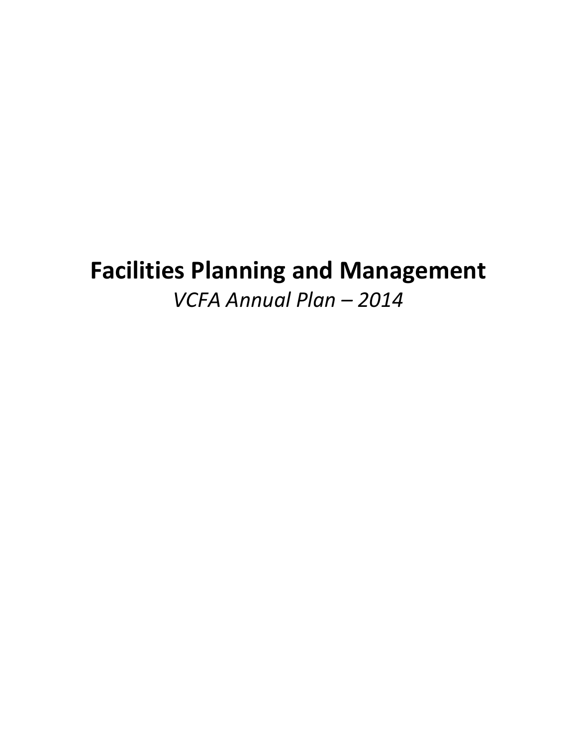# Facilities Planning and Management

*VCFA Annual Plan – 2014*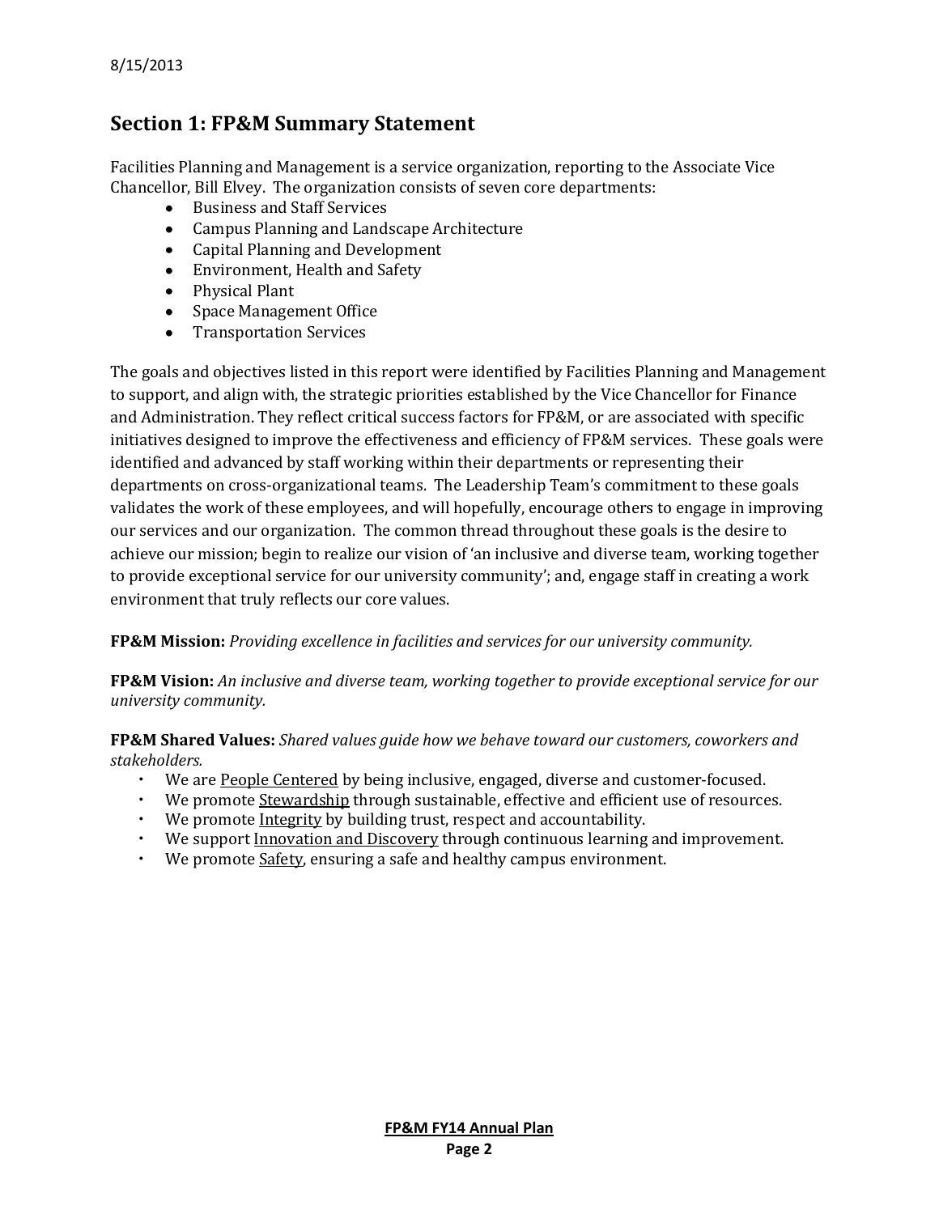8/15/2013

## Section 1: FP&M Summary Statement

Facilities Planning and Management is a service organization, reporting to the Associate Vice Chancellor, Bill Elvey. The organization consists of seven core departments:

- Business and Staff Services
- Campus Planning and Landscape Architecture
- Capital Planning and Development
- Environment, Health and Safety
- Physical Plant
- Space Management Office
- Transportation Services

The goals and objectives listed in this report were identified by Facilities Planning and Management to support, and align with, the strategic priorities established by the Vice Chancellor for Finance and Administration. They reflect critical success factors for FP&M, or are associated with specific initiatives designed to improve the effectiveness and efficiency of FP&M services. These goals were identified and advanced by staff working within their departments or representing their departments on cross-organizational teams. The Leadership Team's commitment to these goals validates the work of these employees, and will hopefully, encourage others to engage in improving our services and our organization. The common thread throughout these goals is the desire to achieve our mission; begin to realize our vision of 'an inclusive and diverse team, working together to provide exceptional service for our university community'; and, engage staff in creating a work environment that truly reflects our core values.

**FP&M Mission:** *Providing excellence in facilities and services for our university community.*

**FP&M Vision:** *An inclusive and diverse team, working together to provide exceptional service for our university community.*

**FP&M Shared Values:** *Shared values guide how we behave toward our customers, coworkers and stakeholders.*

- We are <u>People Centered</u> by being inclusive, engaged, diverse and customer-focused.
- We promote <u>Stewardship</u> through sustainable, effective and efficient use of resources.
- We promote <u>Integrity</u> by building trust, respect and accountability.
- We support <u>Innovation and Discovery</u> through continuous learning and improvement.
- We promote <u>Safety</u>, ensuring a safe and healthy campus environment.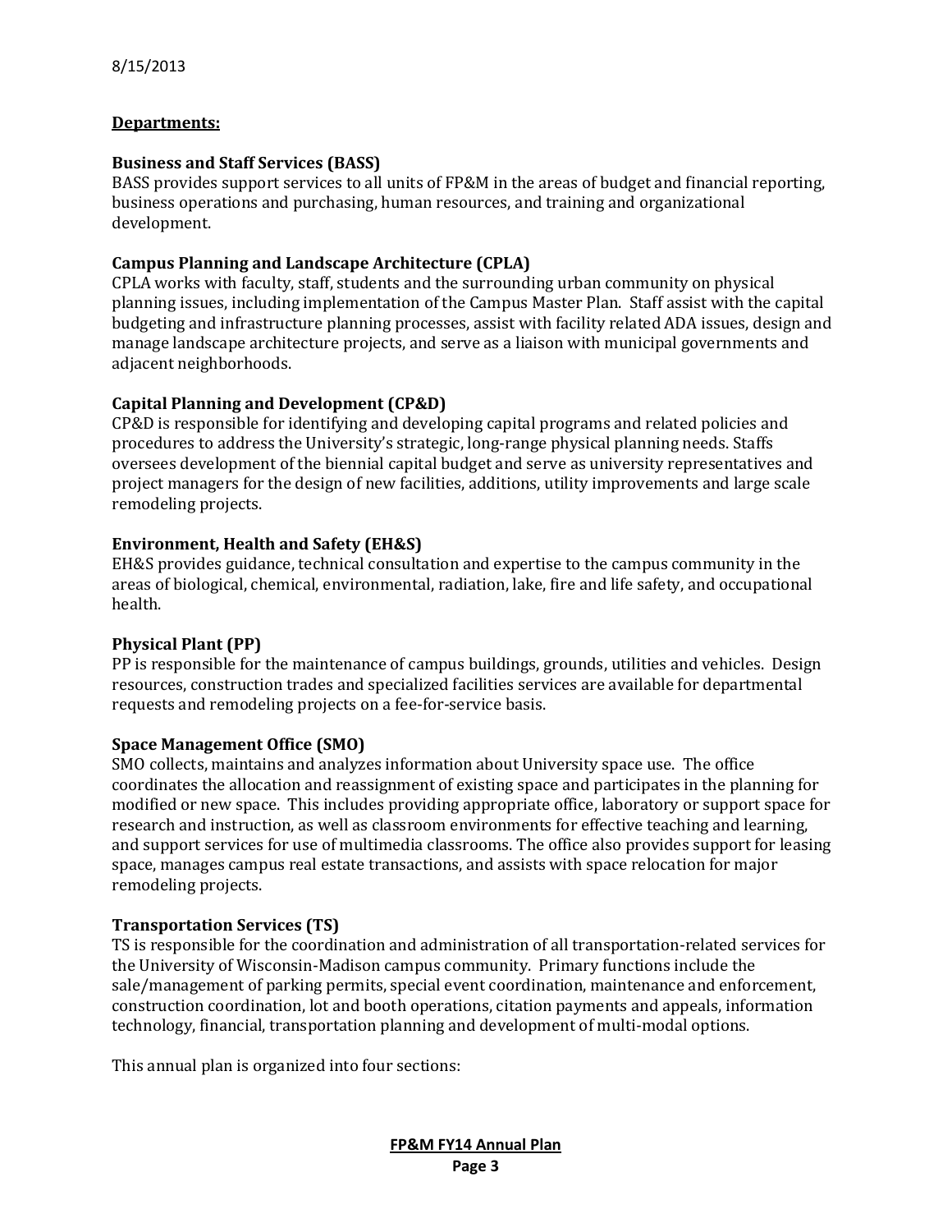8/15/2013

**Departments:**

**Business and Staff Services (BASS)**
BASS provides support services to all units of FP&M in the areas of budget and financial reporting, business operations and purchasing, human resources, and training and organizational development.

**Campus Planning and Landscape Architecture (CPLA)**
CPLA works with faculty, staff, students and the surrounding urban community on physical planning issues, including implementation of the Campus Master Plan. Staff assist with the capital budgeting and infrastructure planning processes, assist with facility related ADA issues, design and manage landscape architecture projects, and serve as a liaison with municipal governments and adjacent neighborhoods.

**Capital Planning and Development (CP&D)**
CP&D is responsible for identifying and developing capital programs and related policies and procedures to address the University's strategic, long-range physical planning needs. Staffs oversees development of the biennial capital budget and serve as university representatives and project managers for the design of new facilities, additions, utility improvements and large scale remodeling projects.

**Environment, Health and Safety (EH&S)**
EH&S provides guidance, technical consultation and expertise to the campus community in the areas of biological, chemical, environmental, radiation, lake, fire and life safety, and occupational health.

**Physical Plant (PP)**
PP is responsible for the maintenance of campus buildings, grounds, utilities and vehicles. Design resources, construction trades and specialized facilities services are available for departmental requests and remodeling projects on a fee-for-service basis.

**Space Management Office (SMO)**
SMO collects, maintains and analyzes information about University space use. The office coordinates the allocation and reassignment of existing space and participates in the planning for modified or new space. This includes providing appropriate office, laboratory or support space for research and instruction, as well as classroom environments for effective teaching and learning, and support services for use of multimedia classrooms. The office also provides support for leasing space, manages campus real estate transactions, and assists with space relocation for major remodeling projects.

**Transportation Services (TS)**
TS is responsible for the coordination and administration of all transportation-related services for the University of Wisconsin-Madison campus community. Primary functions include the sale/management of parking permits, special event coordination, maintenance and enforcement, construction coordination, lot and booth operations, citation payments and appeals, information technology, financial, transportation planning and development of multi-modal options.

This annual plan is organized into four sections: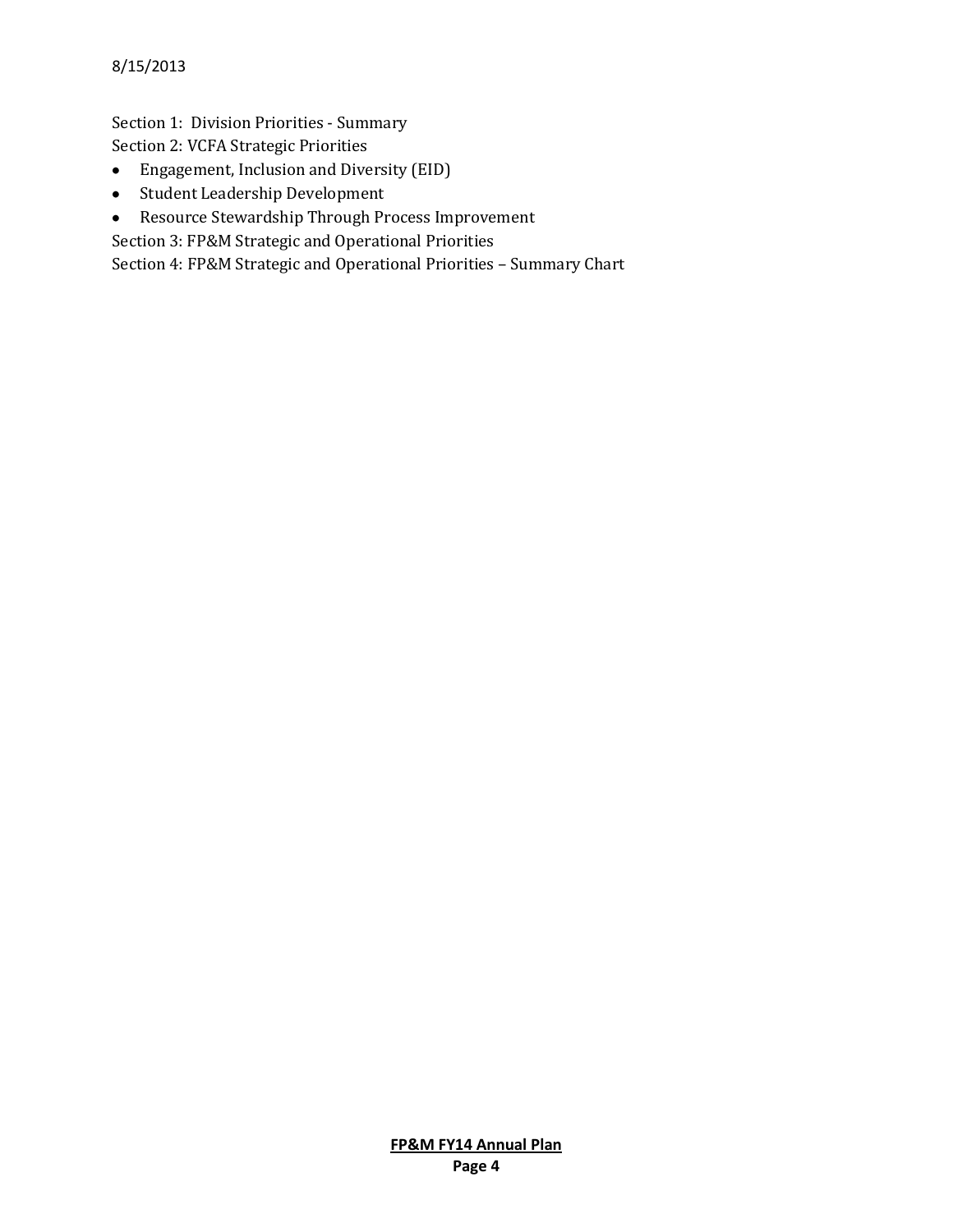Section 1: Division Priorities - Summary

Section 2: VCFA Strategic Priorities

- Engagement, Inclusion and Diversity (EID)
- Student Leadership Development
- Resource Stewardship Through Process Improvement

Section 3: FP&M Strategic and Operational Priorities

Section 4: FP&M Strategic and Operational Priorities – Summary Chart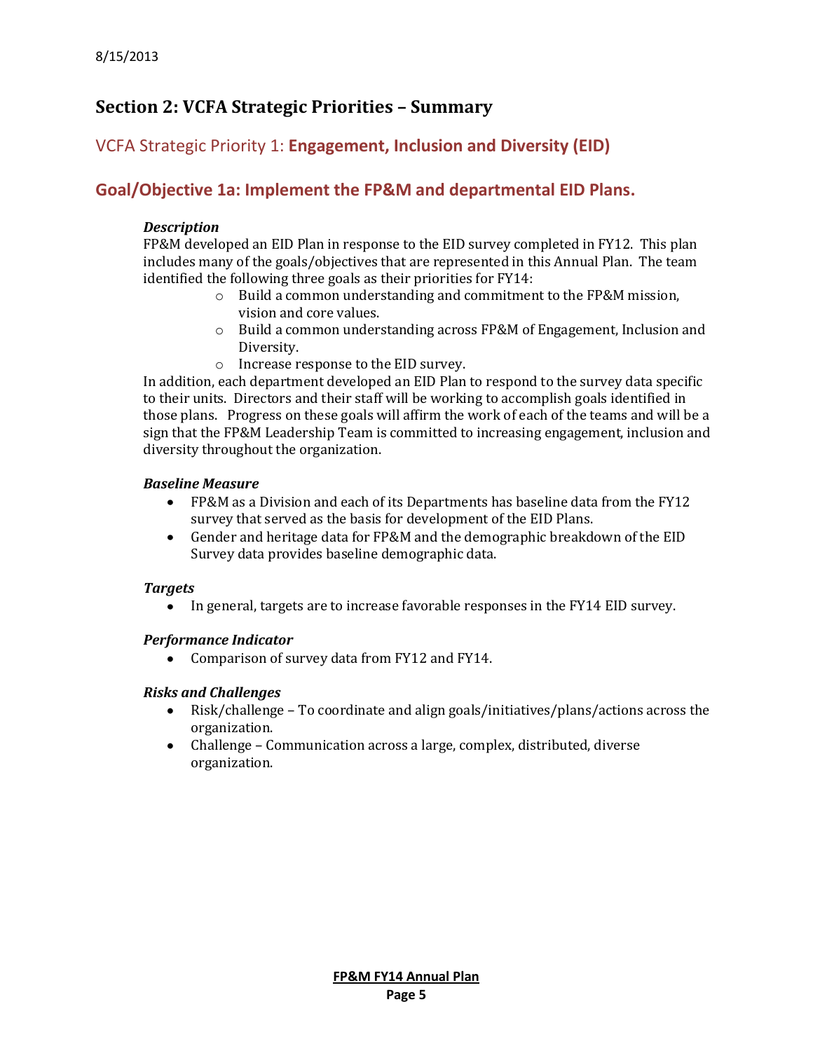## Section 2: VCFA Strategic Priorities – Summary

### VCFA Strategic Priority 1: **Engagement, Inclusion and Diversity (EID)**

### Goal/Objective 1a: Implement the FP&M and departmental EID Plans.

***Description***

FP&M developed an EID Plan in response to the EID survey completed in FY12. This plan includes many of the goals/objectives that are represented in this Annual Plan. The team identified the following three goals as their priorities for FY14:

- Build a common understanding and commitment to the FP&M mission, vision and core values.
- Build a common understanding across FP&M of Engagement, Inclusion and Diversity.
- Increase response to the EID survey.

In addition, each department developed an EID Plan to respond to the survey data specific to their units. Directors and their staff will be working to accomplish goals identified in those plans. Progress on these goals will affirm the work of each of the teams and will be a sign that the FP&M Leadership Team is committed to increasing engagement, inclusion and diversity throughout the organization.

***Baseline Measure***

- FP&M as a Division and each of its Departments has baseline data from the FY12 survey that served as the basis for development of the EID Plans.
- Gender and heritage data for FP&M and the demographic breakdown of the EID Survey data provides baseline demographic data.

***Targets***

- In general, targets are to increase favorable responses in the FY14 EID survey.

***Performance Indicator***

- Comparison of survey data from FY12 and FY14.

***Risks and Challenges***

- Risk/challenge – To coordinate and align goals/initiatives/plans/actions across the organization.
- Challenge – Communication across a large, complex, distributed, diverse organization.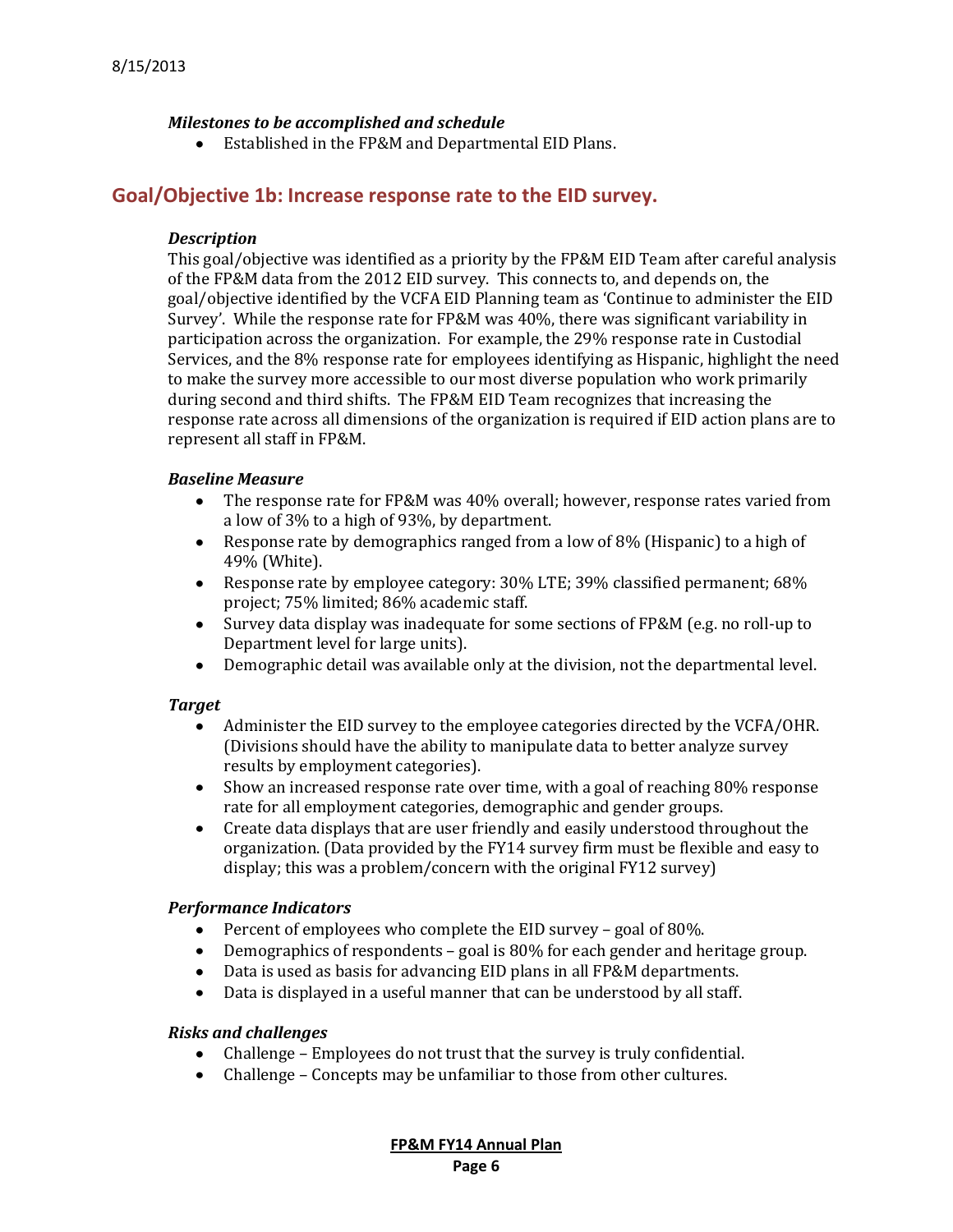### *Milestones to be accomplished and schedule*

- Established in the FP&M and Departmental EID Plans.

## Goal/Objective 1b: Increase response rate to the EID survey.

### *Description*

This goal/objective was identified as a priority by the FP&M EID Team after careful analysis of the FP&M data from the 2012 EID survey. This connects to, and depends on, the goal/objective identified by the VCFA EID Planning team as 'Continue to administer the EID Survey'. While the response rate for FP&M was 40%, there was significant variability in participation across the organization. For example, the 29% response rate in Custodial Services, and the 8% response rate for employees identifying as Hispanic, highlight the need to make the survey more accessible to our most diverse population who work primarily during second and third shifts. The FP&M EID Team recognizes that increasing the response rate across all dimensions of the organization is required if EID action plans are to represent all staff in FP&M.

### *Baseline Measure*

- The response rate for FP&M was 40% overall; however, response rates varied from a low of 3% to a high of 93%, by department.
- Response rate by demographics ranged from a low of 8% (Hispanic) to a high of 49% (White).
- Response rate by employee category: 30% LTE; 39% classified permanent; 68% project; 75% limited; 86% academic staff.
- Survey data display was inadequate for some sections of FP&M (e.g. no roll-up to Department level for large units).
- Demographic detail was available only at the division, not the departmental level.

### *Target*

- Administer the EID survey to the employee categories directed by the VCFA/OHR. (Divisions should have the ability to manipulate data to better analyze survey results by employment categories).
- Show an increased response rate over time, with a goal of reaching 80% response rate for all employment categories, demographic and gender groups.
- Create data displays that are user friendly and easily understood throughout the organization. (Data provided by the FY14 survey firm must be flexible and easy to display; this was a problem/concern with the original FY12 survey)

### *Performance Indicators*

- Percent of employees who complete the EID survey – goal of 80%.
- Demographics of respondents – goal is 80% for each gender and heritage group.
- Data is used as basis for advancing EID plans in all FP&M departments.
- Data is displayed in a useful manner that can be understood by all staff.

### *Risks and challenges*

- Challenge – Employees do not trust that the survey is truly confidential.
- Challenge – Concepts may be unfamiliar to those from other cultures.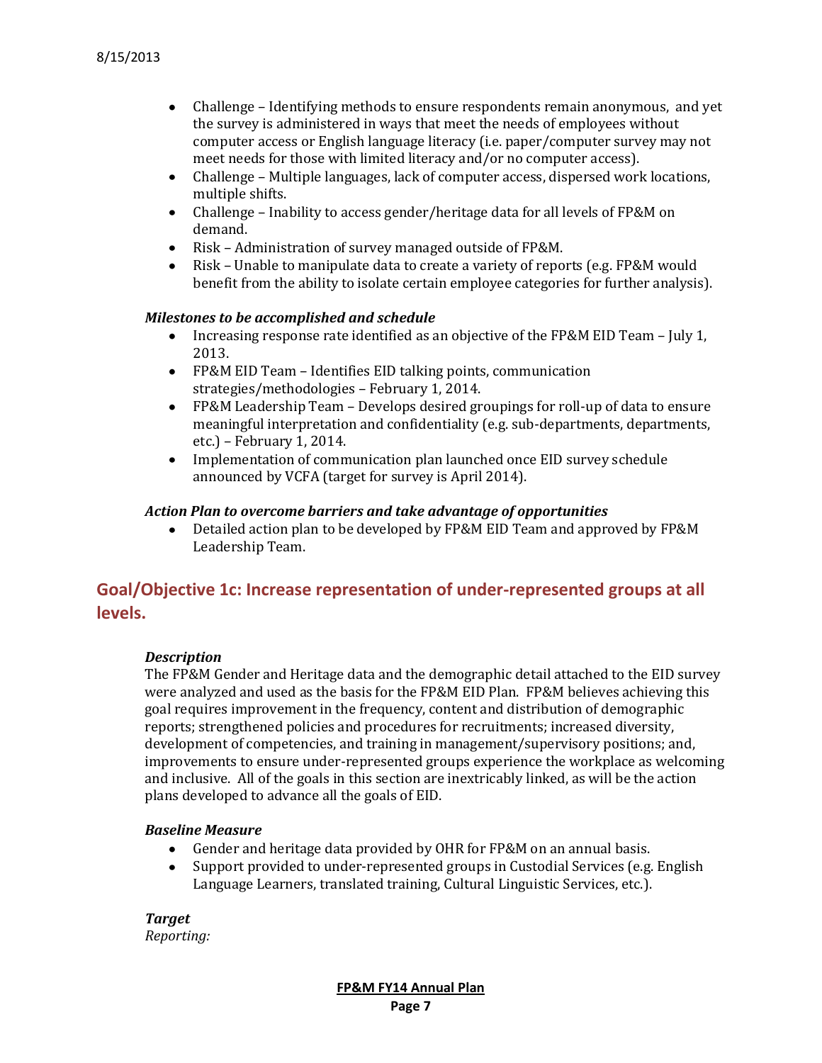- Challenge – Identifying methods to ensure respondents remain anonymous, and yet the survey is administered in ways that meet the needs of employees without computer access or English language literacy (i.e. paper/computer survey may not meet needs for those with limited literacy and/or no computer access).
- Challenge – Multiple languages, lack of computer access, dispersed work locations, multiple shifts.
- Challenge – Inability to access gender/heritage data for all levels of FP&M on demand.
- Risk – Administration of survey managed outside of FP&M.
- Risk – Unable to manipulate data to create a variety of reports (e.g. FP&M would benefit from the ability to isolate certain employee categories for further analysis).

***Milestones to be accomplished and schedule***

- Increasing response rate identified as an objective of the FP&M EID Team – July 1, 2013.
- FP&M EID Team – Identifies EID talking points, communication strategies/methodologies – February 1, 2014.
- FP&M Leadership Team – Develops desired groupings for roll-up of data to ensure meaningful interpretation and confidentiality (e.g. sub-departments, departments, etc.) – February 1, 2014.
- Implementation of communication plan launched once EID survey schedule announced by VCFA (target for survey is April 2014).

***Action Plan to overcome barriers and take advantage of opportunities***

- Detailed action plan to be developed by FP&M EID Team and approved by FP&M Leadership Team.

## Goal/Objective 1c: Increase representation of under-represented groups at all levels.

***Description***

The FP&M Gender and Heritage data and the demographic detail attached to the EID survey were analyzed and used as the basis for the FP&M EID Plan. FP&M believes achieving this goal requires improvement in the frequency, content and distribution of demographic reports; strengthened policies and procedures for recruitments; increased diversity, development of competencies, and training in management/supervisory positions; and, improvements to ensure under-represented groups experience the workplace as welcoming and inclusive. All of the goals in this section are inextricably linked, as will be the action plans developed to advance all the goals of EID.

***Baseline Measure***

- Gender and heritage data provided by OHR for FP&M on an annual basis.
- Support provided to under-represented groups in Custodial Services (e.g. English Language Learners, translated training, Cultural Linguistic Services, etc.).

***Target***

*Reporting:*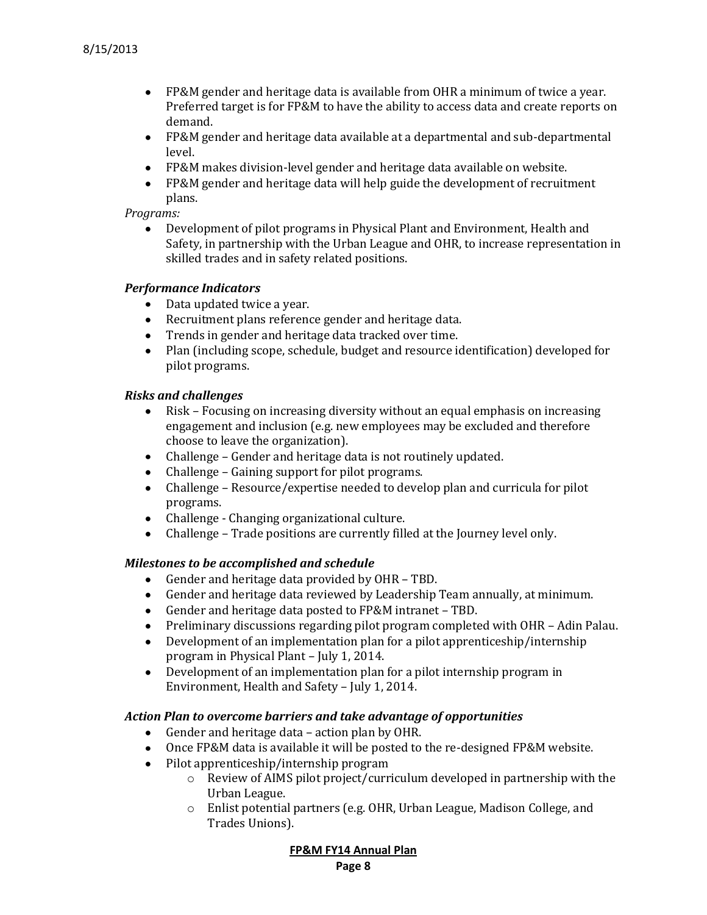- FP&M gender and heritage data is available from OHR a minimum of twice a year. Preferred target is for FP&M to have the ability to access data and create reports on demand.
- FP&M gender and heritage data available at a departmental and sub-departmental level.
- FP&M makes division-level gender and heritage data available on website.
- FP&M gender and heritage data will help guide the development of recruitment plans.

*Programs:*

- Development of pilot programs in Physical Plant and Environment, Health and Safety, in partnership with the Urban League and OHR, to increase representation in skilled trades and in safety related positions.

***Performance Indicators***

- Data updated twice a year.
- Recruitment plans reference gender and heritage data.
- Trends in gender and heritage data tracked over time.
- Plan (including scope, schedule, budget and resource identification) developed for pilot programs.

***Risks and challenges***

- Risk – Focusing on increasing diversity without an equal emphasis on increasing engagement and inclusion (e.g. new employees may be excluded and therefore choose to leave the organization).
- Challenge – Gender and heritage data is not routinely updated.
- Challenge – Gaining support for pilot programs.
- Challenge – Resource/expertise needed to develop plan and curricula for pilot programs.
- Challenge - Changing organizational culture.
- Challenge – Trade positions are currently filled at the Journey level only.

***Milestones to be accomplished and schedule***

- Gender and heritage data provided by OHR – TBD.
- Gender and heritage data reviewed by Leadership Team annually, at minimum.
- Gender and heritage data posted to FP&M intranet – TBD.
- Preliminary discussions regarding pilot program completed with OHR – Adin Palau.
- Development of an implementation plan for a pilot apprenticeship/internship program in Physical Plant – July 1, 2014.
- Development of an implementation plan for a pilot internship program in Environment, Health and Safety – July 1, 2014.

***Action Plan to overcome barriers and take advantage of opportunities***

- Gender and heritage data – action plan by OHR.
- Once FP&M data is available it will be posted to the re-designed FP&M website.
- Pilot apprenticeship/internship program
  - Review of AIMS pilot project/curriculum developed in partnership with the Urban League.
  - Enlist potential partners (e.g. OHR, Urban League, Madison College, and Trades Unions).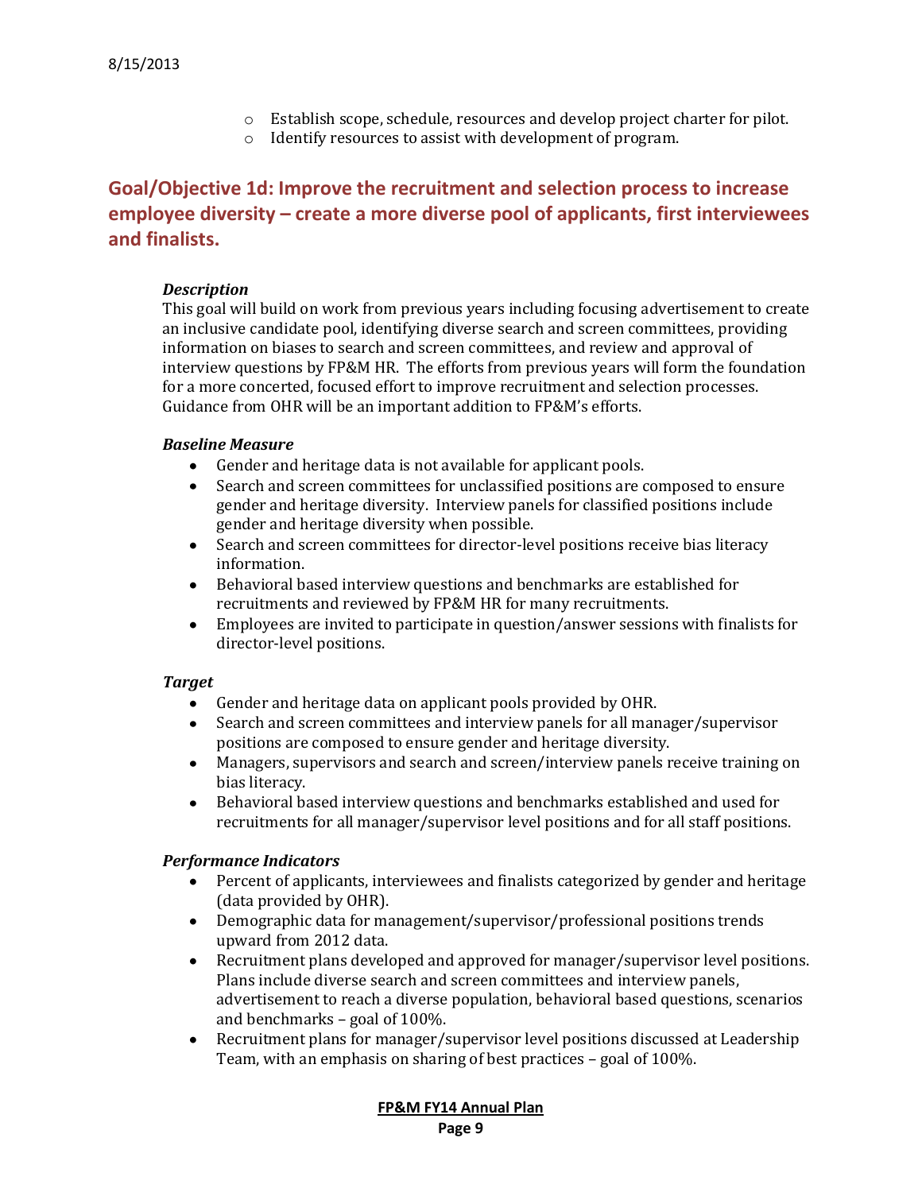- Establish scope, schedule, resources and develop project charter for pilot.
- Identify resources to assist with development of program.

## Goal/Objective 1d: Improve the recruitment and selection process to increase employee diversity – create a more diverse pool of applicants, first interviewees and finalists.

### *Description*

This goal will build on work from previous years including focusing advertisement to create an inclusive candidate pool, identifying diverse search and screen committees, providing information on biases to search and screen committees, and review and approval of interview questions by FP&M HR. The efforts from previous years will form the foundation for a more concerted, focused effort to improve recruitment and selection processes. Guidance from OHR will be an important addition to FP&M's efforts.

### *Baseline Measure*

- Gender and heritage data is not available for applicant pools.
- Search and screen committees for unclassified positions are composed to ensure gender and heritage diversity. Interview panels for classified positions include gender and heritage diversity when possible.
- Search and screen committees for director-level positions receive bias literacy information.
- Behavioral based interview questions and benchmarks are established for recruitments and reviewed by FP&M HR for many recruitments.
- Employees are invited to participate in question/answer sessions with finalists for director-level positions.

### *Target*

- Gender and heritage data on applicant pools provided by OHR.
- Search and screen committees and interview panels for all manager/supervisor positions are composed to ensure gender and heritage diversity.
- Managers, supervisors and search and screen/interview panels receive training on bias literacy.
- Behavioral based interview questions and benchmarks established and used for recruitments for all manager/supervisor level positions and for all staff positions.

### *Performance Indicators*

- Percent of applicants, interviewees and finalists categorized by gender and heritage (data provided by OHR).
- Demographic data for management/supervisor/professional positions trends upward from 2012 data.
- Recruitment plans developed and approved for manager/supervisor level positions. Plans include diverse search and screen committees and interview panels, advertisement to reach a diverse population, behavioral based questions, scenarios and benchmarks – goal of 100%.
- Recruitment plans for manager/supervisor level positions discussed at Leadership Team, with an emphasis on sharing of best practices – goal of 100%.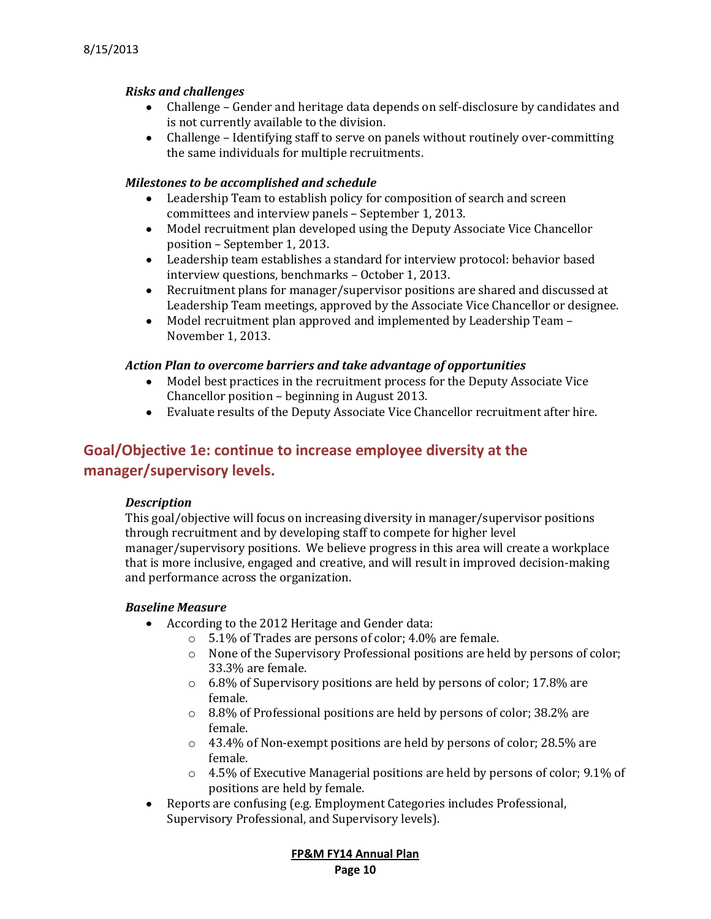***Risks and challenges***

- Challenge – Gender and heritage data depends on self-disclosure by candidates and is not currently available to the division.
- Challenge – Identifying staff to serve on panels without routinely over-committing the same individuals for multiple recruitments.

***Milestones to be accomplished and schedule***

- Leadership Team to establish policy for composition of search and screen committees and interview panels – September 1, 2013.
- Model recruitment plan developed using the Deputy Associate Vice Chancellor position – September 1, 2013.
- Leadership team establishes a standard for interview protocol: behavior based interview questions, benchmarks – October 1, 2013.
- Recruitment plans for manager/supervisor positions are shared and discussed at Leadership Team meetings, approved by the Associate Vice Chancellor or designee.
- Model recruitment plan approved and implemented by Leadership Team – November 1, 2013.

***Action Plan to overcome barriers and take advantage of opportunities***

- Model best practices in the recruitment process for the Deputy Associate Vice Chancellor position – beginning in August 2013.
- Evaluate results of the Deputy Associate Vice Chancellor recruitment after hire.

## Goal/Objective 1e: continue to increase employee diversity at the manager/supervisory levels.

***Description***

This goal/objective will focus on increasing diversity in manager/supervisor positions through recruitment and by developing staff to compete for higher level manager/supervisory positions. We believe progress in this area will create a workplace that is more inclusive, engaged and creative, and will result in improved decision-making and performance across the organization.

***Baseline Measure***

- According to the 2012 Heritage and Gender data:
  - 5.1% of Trades are persons of color; 4.0% are female.
  - None of the Supervisory Professional positions are held by persons of color; 33.3% are female.
  - 6.8% of Supervisory positions are held by persons of color; 17.8% are female.
  - 8.8% of Professional positions are held by persons of color; 38.2% are female.
  - 43.4% of Non-exempt positions are held by persons of color; 28.5% are female.
  - 4.5% of Executive Managerial positions are held by persons of color; 9.1% of positions are held by female.
- Reports are confusing (e.g. Employment Categories includes Professional, Supervisory Professional, and Supervisory levels).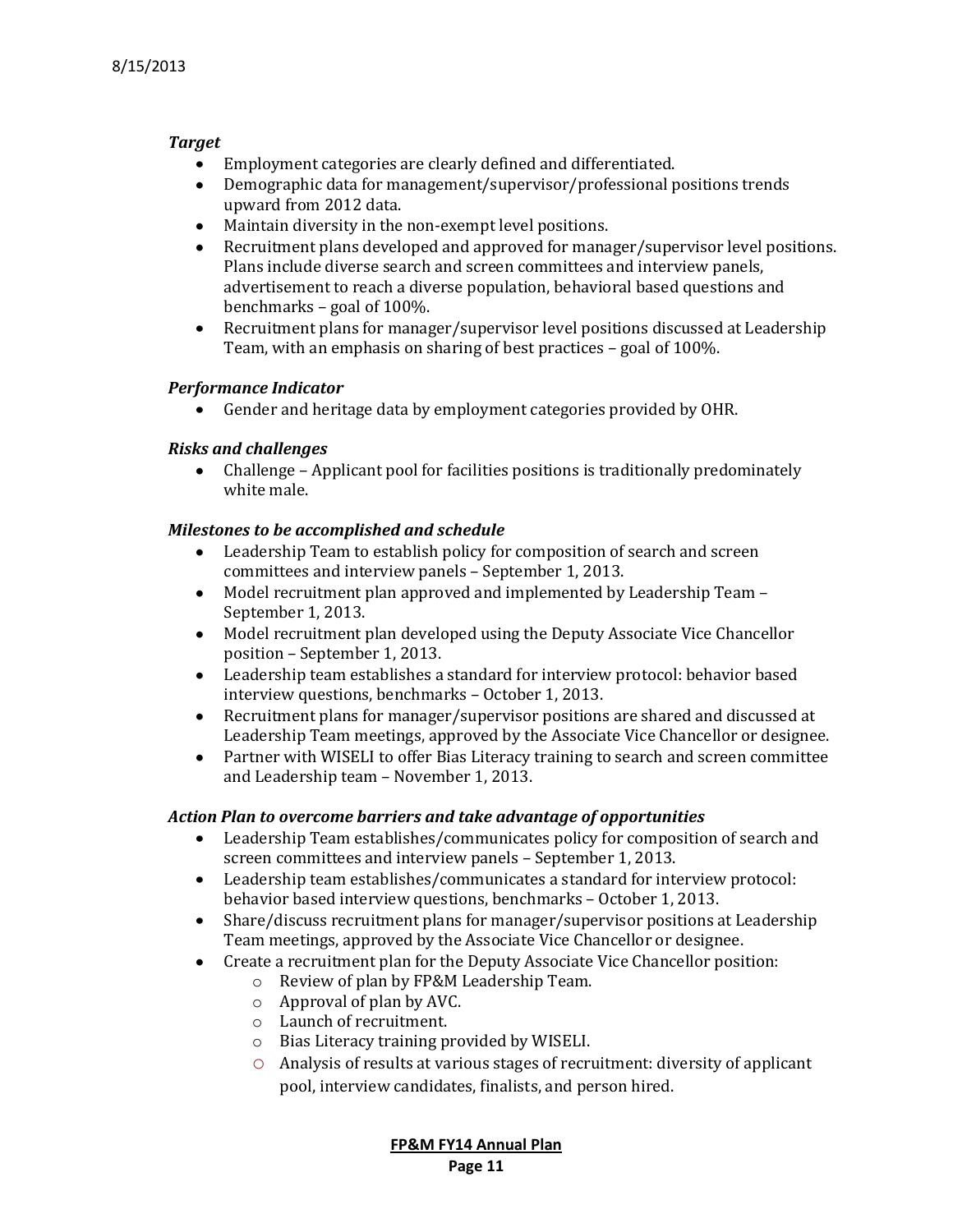### *Target*

- Employment categories are clearly defined and differentiated.
- Demographic data for management/supervisor/professional positions trends upward from 2012 data.
- Maintain diversity in the non-exempt level positions.
- Recruitment plans developed and approved for manager/supervisor level positions. Plans include diverse search and screen committees and interview panels, advertisement to reach a diverse population, behavioral based questions and benchmarks – goal of 100%.
- Recruitment plans for manager/supervisor level positions discussed at Leadership Team, with an emphasis on sharing of best practices – goal of 100%.

### *Performance Indicator*

- Gender and heritage data by employment categories provided by OHR.

### *Risks and challenges*

- Challenge – Applicant pool for facilities positions is traditionally predominately white male.

### *Milestones to be accomplished and schedule*

- Leadership Team to establish policy for composition of search and screen committees and interview panels – September 1, 2013.
- Model recruitment plan approved and implemented by Leadership Team – September 1, 2013.
- Model recruitment plan developed using the Deputy Associate Vice Chancellor position – September 1, 2013.
- Leadership team establishes a standard for interview protocol: behavior based interview questions, benchmarks – October 1, 2013.
- Recruitment plans for manager/supervisor positions are shared and discussed at Leadership Team meetings, approved by the Associate Vice Chancellor or designee.
- Partner with WISELI to offer Bias Literacy training to search and screen committee and Leadership team – November 1, 2013.

### *Action Plan to overcome barriers and take advantage of opportunities*

- Leadership Team establishes/communicates policy for composition of search and screen committees and interview panels – September 1, 2013.
- Leadership team establishes/communicates a standard for interview protocol: behavior based interview questions, benchmarks – October 1, 2013.
- Share/discuss recruitment plans for manager/supervisor positions at Leadership Team meetings, approved by the Associate Vice Chancellor or designee.
- Create a recruitment plan for the Deputy Associate Vice Chancellor position:
  - Review of plan by FP&M Leadership Team.
  - Approval of plan by AVC.
  - Launch of recruitment.
  - Bias Literacy training provided by WISELI.
  - Analysis of results at various stages of recruitment: diversity of applicant pool, interview candidates, finalists, and person hired.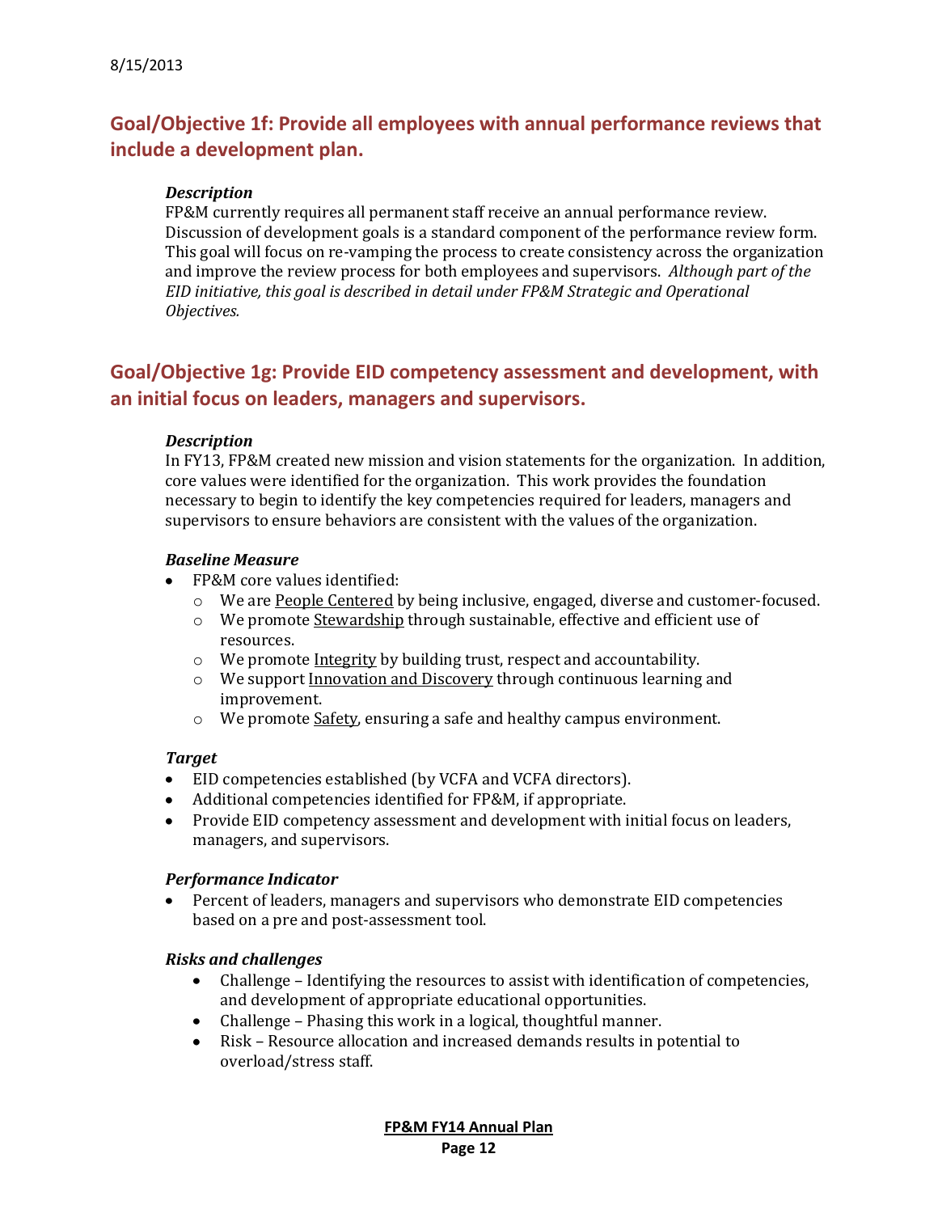## Goal/Objective 1f: Provide all employees with annual performance reviews that include a development plan.

***Description***

FP&M currently requires all permanent staff receive an annual performance review. Discussion of development goals is a standard component of the performance review form. This goal will focus on re-vamping the process to create consistency across the organization and improve the review process for both employees and supervisors. *Although part of the EID initiative, this goal is described in detail under FP&M Strategic and Operational Objectives.*

## Goal/Objective 1g: Provide EID competency assessment and development, with an initial focus on leaders, managers and supervisors.

***Description***

In FY13, FP&M created new mission and vision statements for the organization. In addition, core values were identified for the organization. This work provides the foundation necessary to begin to identify the key competencies required for leaders, managers and supervisors to ensure behaviors are consistent with the values of the organization.

***Baseline Measure***

- FP&M core values identified:
  - We are <u>People Centered</u> by being inclusive, engaged, diverse and customer-focused.
  - We promote <u>Stewardship</u> through sustainable, effective and efficient use of resources.
  - We promote <u>Integrity</u> by building trust, respect and accountability.
  - We support <u>Innovation and Discovery</u> through continuous learning and improvement.
  - We promote <u>Safety</u>, ensuring a safe and healthy campus environment.

***Target***

- EID competencies established (by VCFA and VCFA directors).
- Additional competencies identified for FP&M, if appropriate.
- Provide EID competency assessment and development with initial focus on leaders, managers, and supervisors.

***Performance Indicator***

- Percent of leaders, managers and supervisors who demonstrate EID competencies based on a pre and post-assessment tool.

***Risks and challenges***

- Challenge – Identifying the resources to assist with identification of competencies, and development of appropriate educational opportunities.
- Challenge – Phasing this work in a logical, thoughtful manner.
- Risk – Resource allocation and increased demands results in potential to overload/stress staff.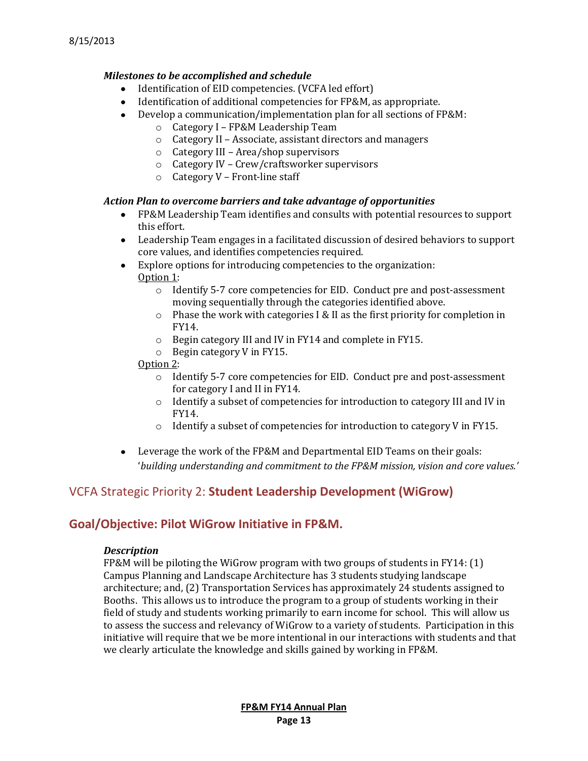***Milestones to be accomplished and schedule***

- Identification of EID competencies. (VCFA led effort)
- Identification of additional competencies for FP&M, as appropriate.
- Develop a communication/implementation plan for all sections of FP&M:
    - Category I – FP&M Leadership Team
    - Category II – Associate, assistant directors and managers
    - Category III – Area/shop supervisors
    - Category IV – Crew/craftsworker supervisors
    - Category V – Front-line staff

***Action Plan to overcome barriers and take advantage of opportunities***

- FP&M Leadership Team identifies and consults with potential resources to support this effort.
- Leadership Team engages in a facilitated discussion of desired behaviors to support core values, and identifies competencies required.
- Explore options for introducing competencies to the organization:
  <u>Option 1</u>:
    - Identify 5-7 core competencies for EID. Conduct pre and post-assessment moving sequentially through the categories identified above.
    - Phase the work with categories I & II as the first priority for completion in FY14.
    - Begin category III and IV in FY14 and complete in FY15.
    - Begin category V in FY15.

  <u>Option 2</u>:
    - Identify 5-7 core competencies for EID. Conduct pre and post-assessment for category I and II in FY14.
    - Identify a subset of competencies for introduction to category III and IV in FY14.
    - Identify a subset of competencies for introduction to category V in FY15.

- Leverage the work of the FP&M and Departmental EID Teams on their goals: '*building understanding and commitment to the FP&M mission, vision and core values.'*

## VCFA Strategic Priority 2: **Student Leadership Development (WiGrow)**

## Goal/Objective: Pilot WiGrow Initiative in FP&M.

***Description***

FP&M will be piloting the WiGrow program with two groups of students in FY14: (1) Campus Planning and Landscape Architecture has 3 students studying landscape architecture; and, (2) Transportation Services has approximately 24 students assigned to Booths. This allows us to introduce the program to a group of students working in their field of study and students working primarily to earn income for school. This will allow us to assess the success and relevancy of WiGrow to a variety of students. Participation in this initiative will require that we be more intentional in our interactions with students and that we clearly articulate the knowledge and skills gained by working in FP&M.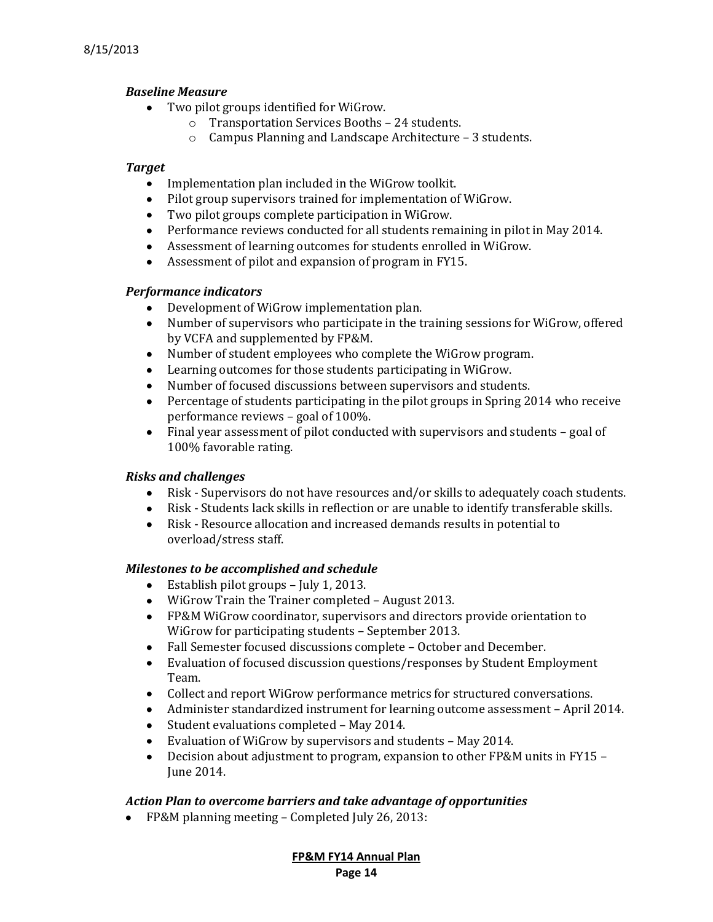8/15/2013

***Baseline Measure***

- Two pilot groups identified for WiGrow.
  - Transportation Services Booths – 24 students.
  - Campus Planning and Landscape Architecture – 3 students.

***Target***

- Implementation plan included in the WiGrow toolkit.
- Pilot group supervisors trained for implementation of WiGrow.
- Two pilot groups complete participation in WiGrow.
- Performance reviews conducted for all students remaining in pilot in May 2014.
- Assessment of learning outcomes for students enrolled in WiGrow.
- Assessment of pilot and expansion of program in FY15.

***Performance indicators***

- Development of WiGrow implementation plan.
- Number of supervisors who participate in the training sessions for WiGrow, offered by VCFA and supplemented by FP&M.
- Number of student employees who complete the WiGrow program.
- Learning outcomes for those students participating in WiGrow.
- Number of focused discussions between supervisors and students.
- Percentage of students participating in the pilot groups in Spring 2014 who receive performance reviews – goal of 100%.
- Final year assessment of pilot conducted with supervisors and students – goal of 100% favorable rating.

***Risks and challenges***

- Risk - Supervisors do not have resources and/or skills to adequately coach students.
- Risk - Students lack skills in reflection or are unable to identify transferable skills.
- Risk - Resource allocation and increased demands results in potential to overload/stress staff.

***Milestones to be accomplished and schedule***

- Establish pilot groups – July 1, 2013.
- WiGrow Train the Trainer completed – August 2013.
- FP&M WiGrow coordinator, supervisors and directors provide orientation to WiGrow for participating students – September 2013.
- Fall Semester focused discussions complete – October and December.
- Evaluation of focused discussion questions/responses by Student Employment Team.
- Collect and report WiGrow performance metrics for structured conversations.
- Administer standardized instrument for learning outcome assessment – April 2014.
- Student evaluations completed – May 2014.
- Evaluation of WiGrow by supervisors and students – May 2014.
- Decision about adjustment to program, expansion to other FP&M units in FY15 – June 2014.

***Action Plan to overcome barriers and take advantage of opportunities***

- FP&M planning meeting – Completed July 26, 2013: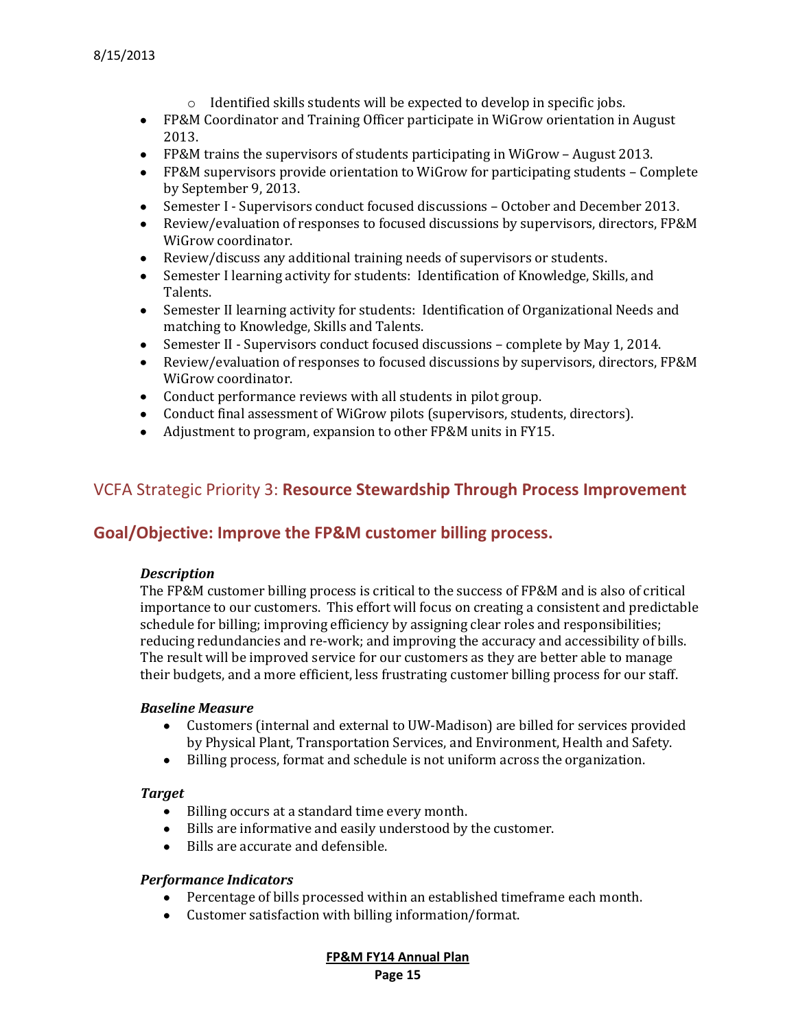- Identified skills students will be expected to develop in specific jobs.
- FP&M Coordinator and Training Officer participate in WiGrow orientation in August 2013.
- FP&M trains the supervisors of students participating in WiGrow – August 2013.
- FP&M supervisors provide orientation to WiGrow for participating students – Complete by September 9, 2013.
- Semester I - Supervisors conduct focused discussions – October and December 2013.
- Review/evaluation of responses to focused discussions by supervisors, directors, FP&M WiGrow coordinator.
- Review/discuss any additional training needs of supervisors or students.
- Semester I learning activity for students: Identification of Knowledge, Skills, and Talents.
- Semester II learning activity for students: Identification of Organizational Needs and matching to Knowledge, Skills and Talents.
- Semester II - Supervisors conduct focused discussions – complete by May 1, 2014.
- Review/evaluation of responses to focused discussions by supervisors, directors, FP&M WiGrow coordinator.
- Conduct performance reviews with all students in pilot group.
- Conduct final assessment of WiGrow pilots (supervisors, students, directors).
- Adjustment to program, expansion to other FP&M units in FY15.

## VCFA Strategic Priority 3: **Resource Stewardship Through Process Improvement**

## Goal/Objective: Improve the FP&M customer billing process.

***Description***

The FP&M customer billing process is critical to the success of FP&M and is also of critical importance to our customers. This effort will focus on creating a consistent and predictable schedule for billing; improving efficiency by assigning clear roles and responsibilities; reducing redundancies and re-work; and improving the accuracy and accessibility of bills. The result will be improved service for our customers as they are better able to manage their budgets, and a more efficient, less frustrating customer billing process for our staff.

***Baseline Measure***

- Customers (internal and external to UW-Madison) are billed for services provided by Physical Plant, Transportation Services, and Environment, Health and Safety.
- Billing process, format and schedule is not uniform across the organization.

***Target***

- Billing occurs at a standard time every month.
- Bills are informative and easily understood by the customer.
- Bills are accurate and defensible.

***Performance Indicators***

- Percentage of bills processed within an established timeframe each month.
- Customer satisfaction with billing information/format.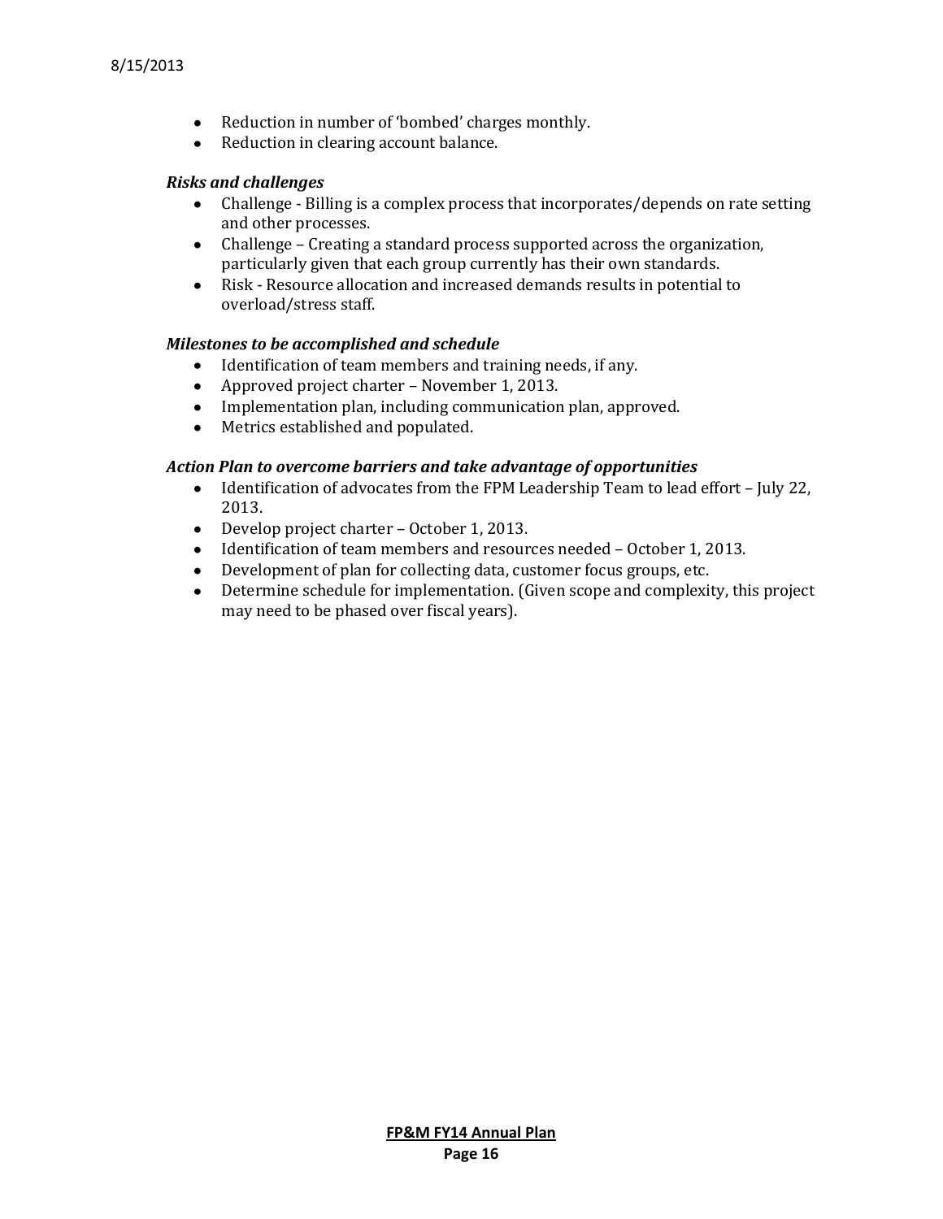- Reduction in number of 'bombed' charges monthly.
- Reduction in clearing account balance.

***Risks and challenges***

- Challenge - Billing is a complex process that incorporates/depends on rate setting and other processes.
- Challenge – Creating a standard process supported across the organization, particularly given that each group currently has their own standards.
- Risk - Resource allocation and increased demands results in potential to overload/stress staff.

***Milestones to be accomplished and schedule***

- Identification of team members and training needs, if any.
- Approved project charter – November 1, 2013.
- Implementation plan, including communication plan, approved.
- Metrics established and populated.

***Action Plan to overcome barriers and take advantage of opportunities***

- Identification of advocates from the FPM Leadership Team to lead effort – July 22, 2013.
- Develop project charter – October 1, 2013.
- Identification of team members and resources needed – October 1, 2013.
- Development of plan for collecting data, customer focus groups, etc.
- Determine schedule for implementation. (Given scope and complexity, this project may need to be phased over fiscal years).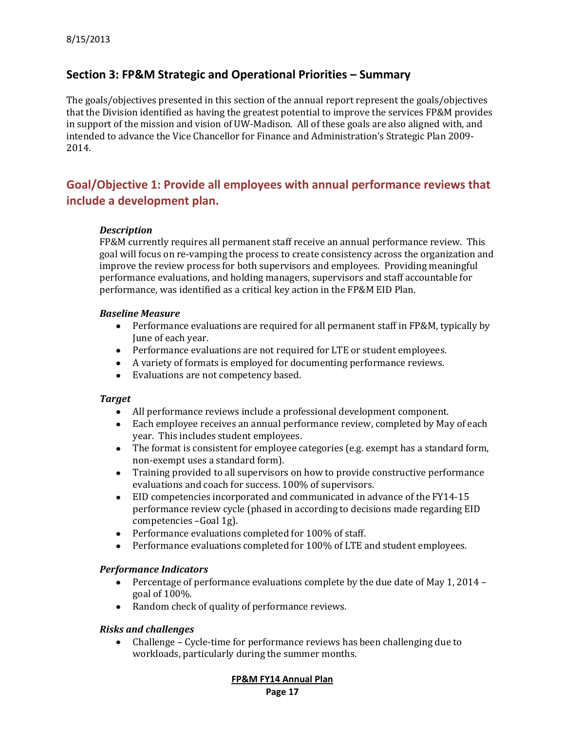## Section 3: FP&M Strategic and Operational Priorities – Summary

The goals/objectives presented in this section of the annual report represent the goals/objectives that the Division identified as having the greatest potential to improve the services FP&M provides in support of the mission and vision of UW-Madison. All of these goals are also aligned with, and intended to advance the Vice Chancellor for Finance and Administration's Strategic Plan 2009-2014.

## Goal/Objective 1: Provide all employees with annual performance reviews that include a development plan.

***Description***

FP&M currently requires all permanent staff receive an annual performance review. This goal will focus on re-vamping the process to create consistency across the organization and improve the review process for both supervisors and employees. Providing meaningful performance evaluations, and holding managers, supervisors and staff accountable for performance, was identified as a critical key action in the FP&M EID Plan.

***Baseline Measure***

- Performance evaluations are required for all permanent staff in FP&M, typically by June of each year.
- Performance evaluations are not required for LTE or student employees.
- A variety of formats is employed for documenting performance reviews.
- Evaluations are not competency based.

***Target***

- All performance reviews include a professional development component.
- Each employee receives an annual performance review, completed by May of each year. This includes student employees.
- The format is consistent for employee categories (e.g. exempt has a standard form, non-exempt uses a standard form).
- Training provided to all supervisors on how to provide constructive performance evaluations and coach for success. 100% of supervisors.
- EID competencies incorporated and communicated in advance of the FY14-15 performance review cycle (phased in according to decisions made regarding EID competencies –Goal 1g).
- Performance evaluations completed for 100% of staff.
- Performance evaluations completed for 100% of LTE and student employees.

***Performance Indicators***

- Percentage of performance evaluations complete by the due date of May 1, 2014 – goal of 100%.
- Random check of quality of performance reviews.

***Risks and challenges***

- Challenge – Cycle-time for performance reviews has been challenging due to workloads, particularly during the summer months.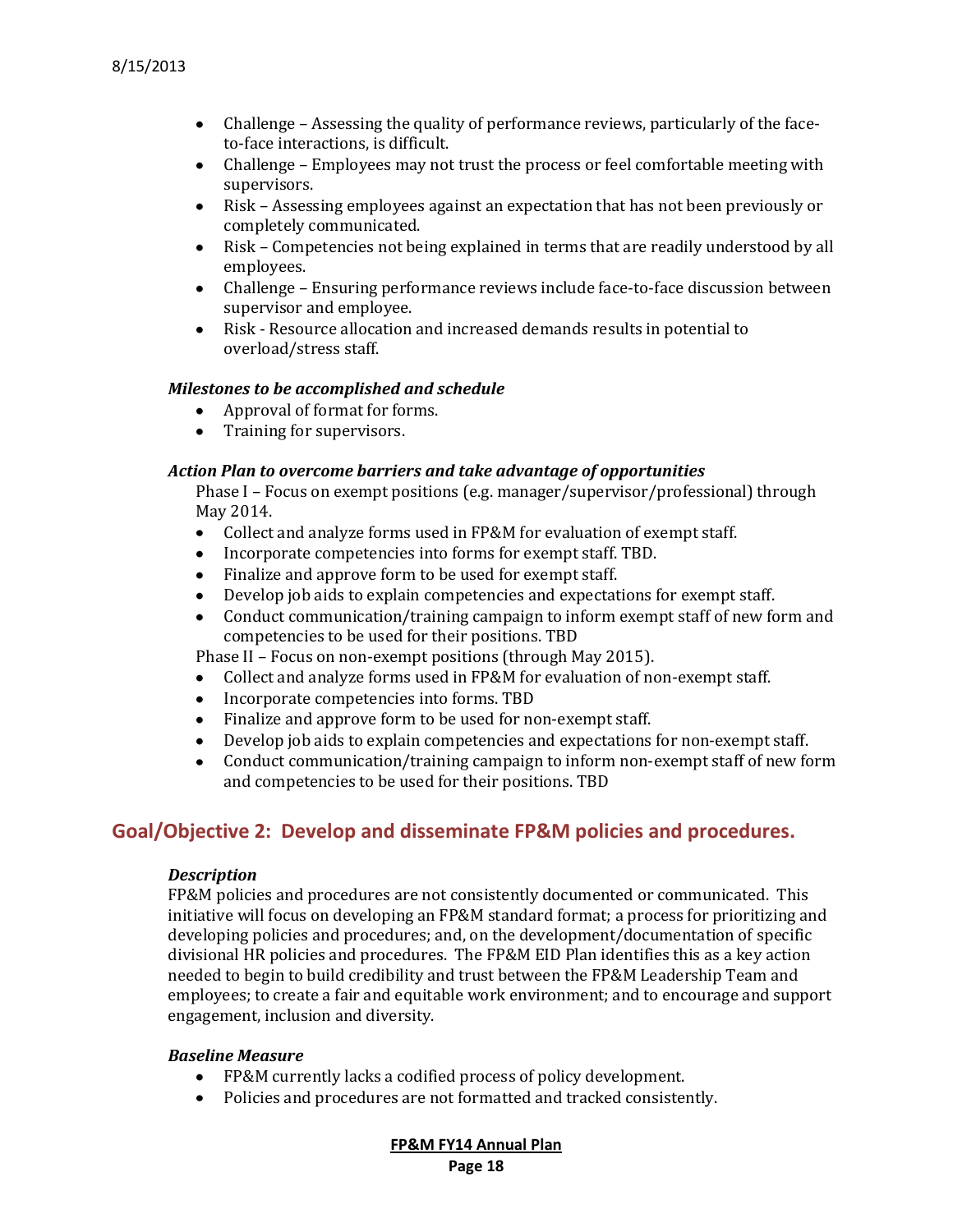- Challenge – Assessing the quality of performance reviews, particularly of the face-to-face interactions, is difficult.
- Challenge – Employees may not trust the process or feel comfortable meeting with supervisors.
- Risk – Assessing employees against an expectation that has not been previously or completely communicated.
- Risk – Competencies not being explained in terms that are readily understood by all employees.
- Challenge – Ensuring performance reviews include face-to-face discussion between supervisor and employee.
- Risk - Resource allocation and increased demands results in potential to overload/stress staff.

***Milestones to be accomplished and schedule***

- Approval of format for forms.
- Training for supervisors.

***Action Plan to overcome barriers and take advantage of opportunities***

Phase I – Focus on exempt positions (e.g. manager/supervisor/professional) through May 2014.

- Collect and analyze forms used in FP&M for evaluation of exempt staff.
- Incorporate competencies into forms for exempt staff. TBD.
- Finalize and approve form to be used for exempt staff.
- Develop job aids to explain competencies and expectations for exempt staff.
- Conduct communication/training campaign to inform exempt staff of new form and competencies to be used for their positions. TBD

Phase II – Focus on non-exempt positions (through May 2015).

- Collect and analyze forms used in FP&M for evaluation of non-exempt staff.
- Incorporate competencies into forms. TBD
- Finalize and approve form to be used for non-exempt staff.
- Develop job aids to explain competencies and expectations for non-exempt staff.
- Conduct communication/training campaign to inform non-exempt staff of new form and competencies to be used for their positions. TBD

## Goal/Objective 2: Develop and disseminate FP&M policies and procedures.

***Description***

FP&M policies and procedures are not consistently documented or communicated. This initiative will focus on developing an FP&M standard format; a process for prioritizing and developing policies and procedures; and, on the development/documentation of specific divisional HR policies and procedures. The FP&M EID Plan identifies this as a key action needed to begin to build credibility and trust between the FP&M Leadership Team and employees; to create a fair and equitable work environment; and to encourage and support engagement, inclusion and diversity.

***Baseline Measure***

- FP&M currently lacks a codified process of policy development.
- Policies and procedures are not formatted and tracked consistently.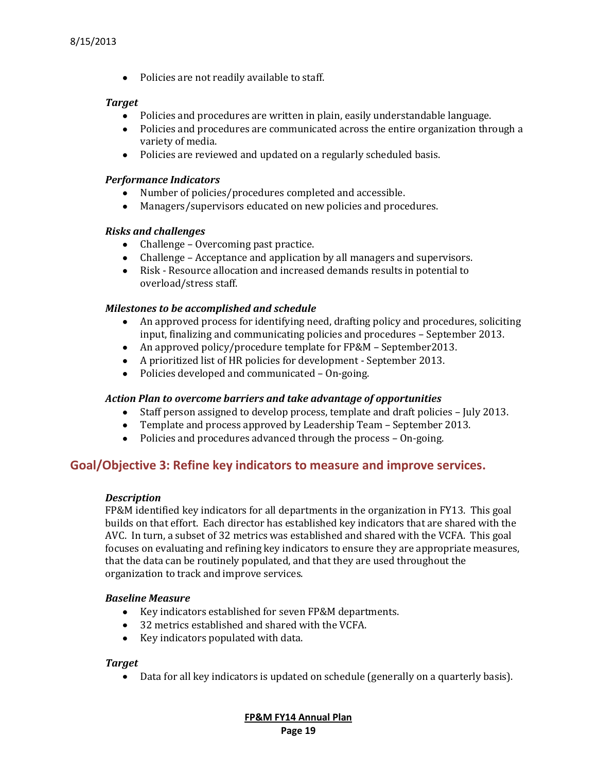- Policies are not readily available to staff.

***Target***

- Policies and procedures are written in plain, easily understandable language.
- Policies and procedures are communicated across the entire organization through a variety of media.
- Policies are reviewed and updated on a regularly scheduled basis.

***Performance Indicators***

- Number of policies/procedures completed and accessible.
- Managers/supervisors educated on new policies and procedures.

***Risks and challenges***

- Challenge – Overcoming past practice.
- Challenge – Acceptance and application by all managers and supervisors.
- Risk - Resource allocation and increased demands results in potential to overload/stress staff.

***Milestones to be accomplished and schedule***

- An approved process for identifying need, drafting policy and procedures, soliciting input, finalizing and communicating policies and procedures – September 2013.
- An approved policy/procedure template for FP&M – September2013.
- A prioritized list of HR policies for development - September 2013.
- Policies developed and communicated – On-going.

***Action Plan to overcome barriers and take advantage of opportunities***

- Staff person assigned to develop process, template and draft policies – July 2013.
- Template and process approved by Leadership Team – September 2013.
- Policies and procedures advanced through the process – On-going.

## Goal/Objective 3: Refine key indicators to measure and improve services.

***Description***

FP&M identified key indicators for all departments in the organization in FY13. This goal builds on that effort. Each director has established key indicators that are shared with the AVC. In turn, a subset of 32 metrics was established and shared with the VCFA. This goal focuses on evaluating and refining key indicators to ensure they are appropriate measures, that the data can be routinely populated, and that they are used throughout the organization to track and improve services.

***Baseline Measure***

- Key indicators established for seven FP&M departments.
- 32 metrics established and shared with the VCFA.
- Key indicators populated with data.

***Target***

- Data for all key indicators is updated on schedule (generally on a quarterly basis).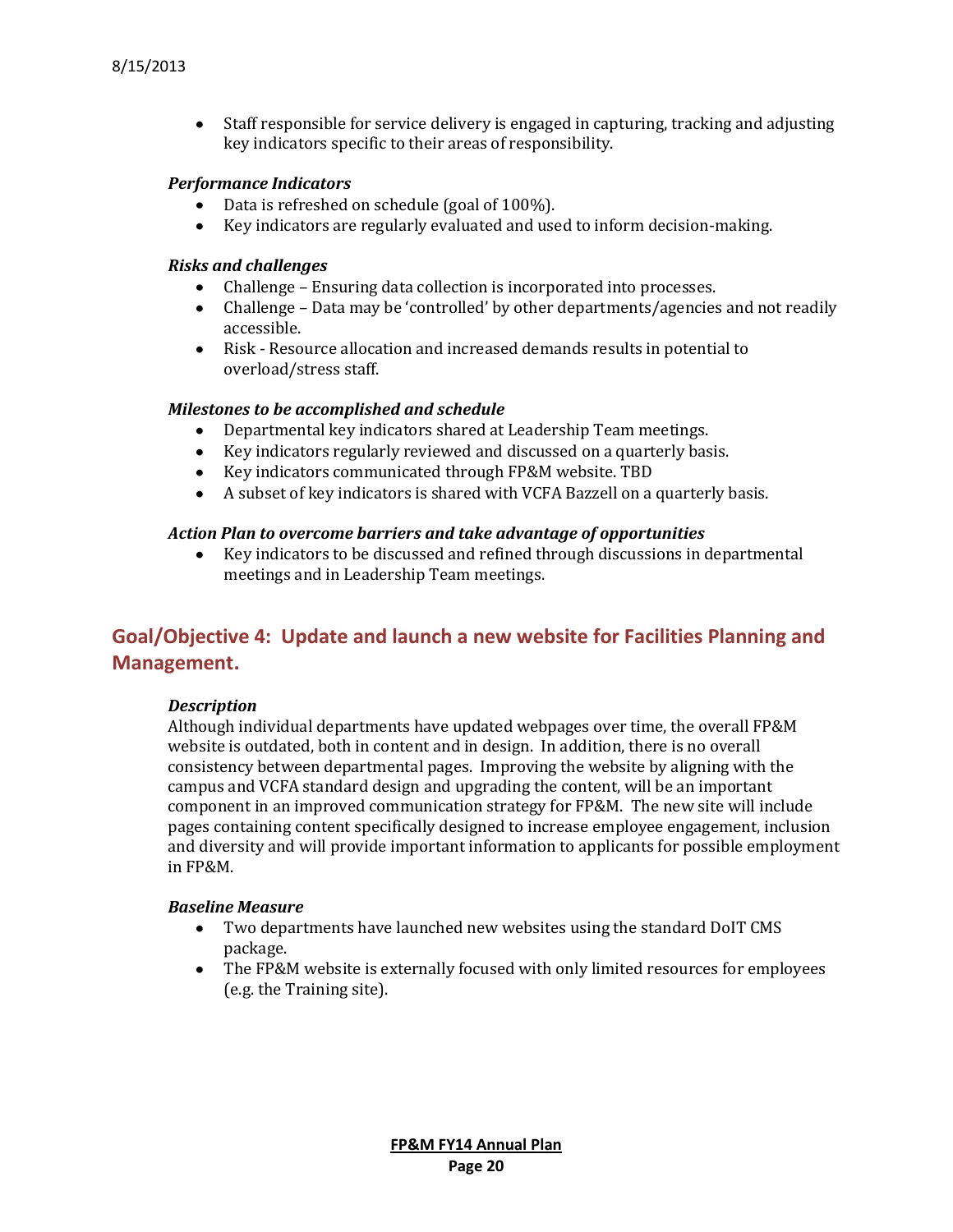- Staff responsible for service delivery is engaged in capturing, tracking and adjusting key indicators specific to their areas of responsibility.

***Performance Indicators***

- Data is refreshed on schedule (goal of 100%).
- Key indicators are regularly evaluated and used to inform decision-making.

***Risks and challenges***

- Challenge – Ensuring data collection is incorporated into processes.
- Challenge – Data may be 'controlled' by other departments/agencies and not readily accessible.
- Risk - Resource allocation and increased demands results in potential to overload/stress staff.

***Milestones to be accomplished and schedule***

- Departmental key indicators shared at Leadership Team meetings.
- Key indicators regularly reviewed and discussed on a quarterly basis.
- Key indicators communicated through FP&M website. TBD
- A subset of key indicators is shared with VCFA Bazzell on a quarterly basis.

***Action Plan to overcome barriers and take advantage of opportunities***

- Key indicators to be discussed and refined through discussions in departmental meetings and in Leadership Team meetings.

## Goal/Objective 4: Update and launch a new website for Facilities Planning and Management.

***Description***

Although individual departments have updated webpages over time, the overall FP&M website is outdated, both in content and in design. In addition, there is no overall consistency between departmental pages. Improving the website by aligning with the campus and VCFA standard design and upgrading the content, will be an important component in an improved communication strategy for FP&M. The new site will include pages containing content specifically designed to increase employee engagement, inclusion and diversity and will provide important information to applicants for possible employment in FP&M.

***Baseline Measure***

- Two departments have launched new websites using the standard DoIT CMS package.
- The FP&M website is externally focused with only limited resources for employees (e.g. the Training site).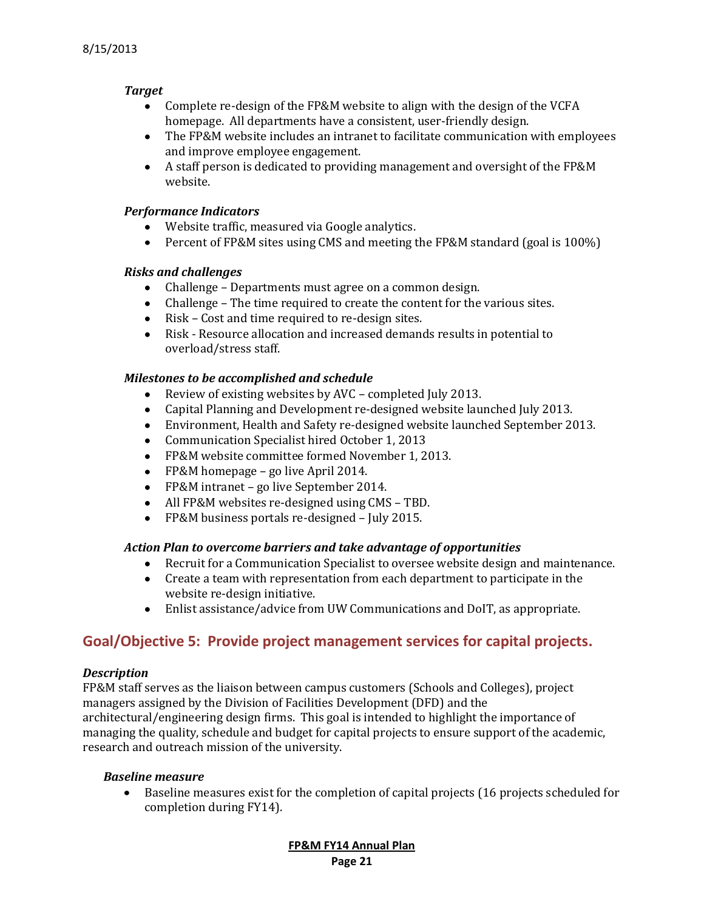#### *Target*

- Complete re-design of the FP&M website to align with the design of the VCFA homepage. All departments have a consistent, user-friendly design.
- The FP&M website includes an intranet to facilitate communication with employees and improve employee engagement.
- A staff person is dedicated to providing management and oversight of the FP&M website.

#### *Performance Indicators*

- Website traffic, measured via Google analytics.
- Percent of FP&M sites using CMS and meeting the FP&M standard (goal is 100%)

#### *Risks and challenges*

- Challenge – Departments must agree on a common design.
- Challenge – The time required to create the content for the various sites.
- Risk – Cost and time required to re-design sites.
- Risk - Resource allocation and increased demands results in potential to overload/stress staff.

#### *Milestones to be accomplished and schedule*

- Review of existing websites by AVC – completed July 2013.
- Capital Planning and Development re-designed website launched July 2013.
- Environment, Health and Safety re-designed website launched September 2013.
- Communication Specialist hired October 1, 2013
- FP&M website committee formed November 1, 2013.
- FP&M homepage – go live April 2014.
- FP&M intranet – go live September 2014.
- All FP&M websites re-designed using CMS – TBD.
- FP&M business portals re-designed – July 2015.

#### *Action Plan to overcome barriers and take advantage of opportunities*

- Recruit for a Communication Specialist to oversee website design and maintenance.
- Create a team with representation from each department to participate in the website re-design initiative.
- Enlist assistance/advice from UW Communications and DoIT, as appropriate.

## Goal/Objective 5: Provide project management services for capital projects.

#### *Description*

FP&M staff serves as the liaison between campus customers (Schools and Colleges), project managers assigned by the Division of Facilities Development (DFD) and the architectural/engineering design firms. This goal is intended to highlight the importance of managing the quality, schedule and budget for capital projects to ensure support of the academic, research and outreach mission of the university.

#### *Baseline measure*

- Baseline measures exist for the completion of capital projects (16 projects scheduled for completion during FY14).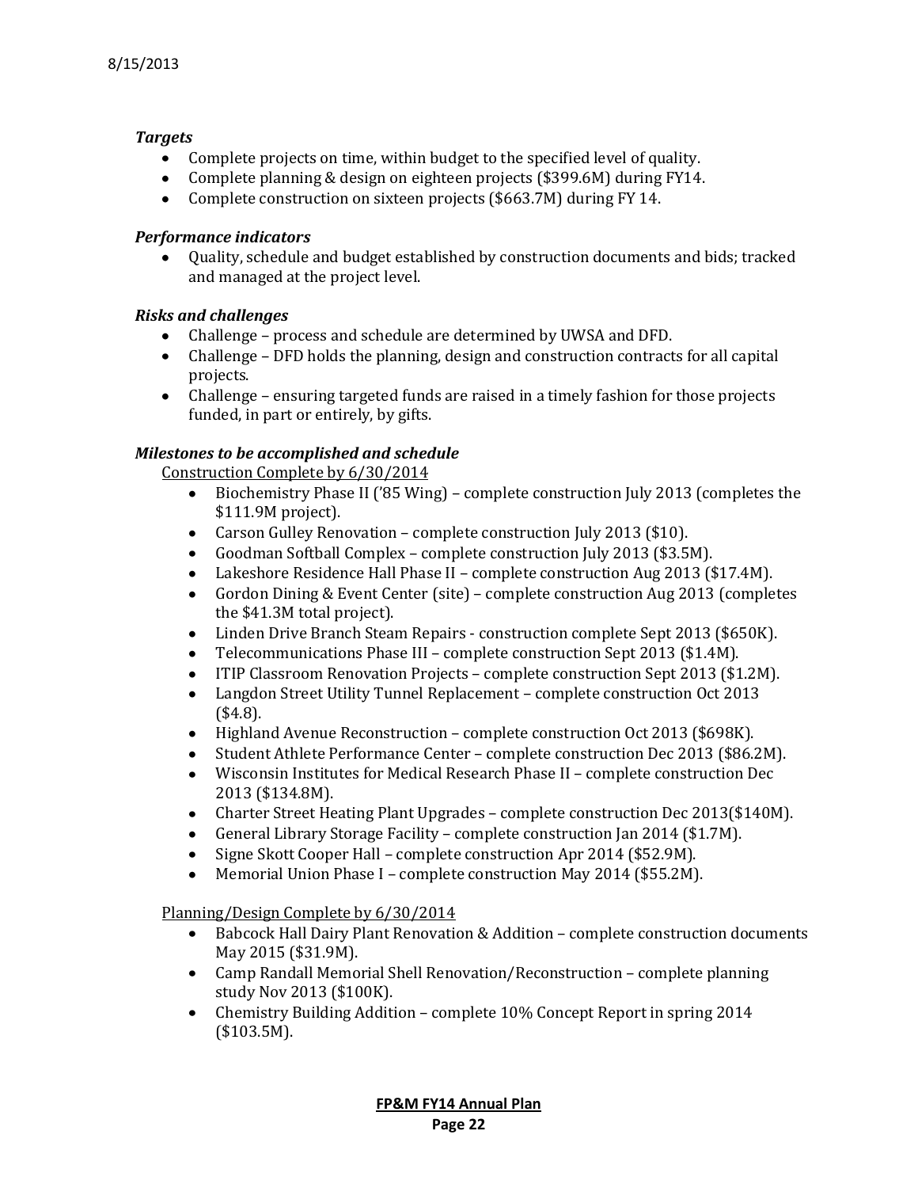8/15/2013

***Targets***

- Complete projects on time, within budget to the specified level of quality.
- Complete planning & design on eighteen projects ($399.6M) during FY14.
- Complete construction on sixteen projects ($663.7M) during FY 14.

***Performance indicators***

- Quality, schedule and budget established by construction documents and bids; tracked and managed at the project level.

***Risks and challenges***

- Challenge – process and schedule are determined by UWSA and DFD.
- Challenge – DFD holds the planning, design and construction contracts for all capital projects.
- Challenge – ensuring targeted funds are raised in a timely fashion for those projects funded, in part or entirely, by gifts.

***Milestones to be accomplished and schedule***

Construction Complete by 6/30/2014

- Biochemistry Phase II ('85 Wing) – complete construction July 2013 (completes the $111.9M project).
- Carson Gulley Renovation – complete construction July 2013 ($10).
- Goodman Softball Complex – complete construction July 2013 ($3.5M).
- Lakeshore Residence Hall Phase II – complete construction Aug 2013 ($17.4M).
- Gordon Dining & Event Center (site) – complete construction Aug 2013 (completes the $41.3M total project).
- Linden Drive Branch Steam Repairs - construction complete Sept 2013 ($650K).
- Telecommunications Phase III – complete construction Sept 2013 ($1.4M).
- ITIP Classroom Renovation Projects – complete construction Sept 2013 ($1.2M).
- Langdon Street Utility Tunnel Replacement – complete construction Oct 2013 ($4.8).
- Highland Avenue Reconstruction – complete construction Oct 2013 ($698K).
- Student Athlete Performance Center – complete construction Dec 2013 ($86.2M).
- Wisconsin Institutes for Medical Research Phase II – complete construction Dec 2013 ($134.8M).
- Charter Street Heating Plant Upgrades – complete construction Dec 2013($140M).
- General Library Storage Facility – complete construction Jan 2014 ($1.7M).
- Signe Skott Cooper Hall – complete construction Apr 2014 ($52.9M).
- Memorial Union Phase I – complete construction May 2014 ($55.2M).

Planning/Design Complete by 6/30/2014

- Babcock Hall Dairy Plant Renovation & Addition – complete construction documents May 2015 ($31.9M).
- Camp Randall Memorial Shell Renovation/Reconstruction – complete planning study Nov 2013 ($100K).
- Chemistry Building Addition – complete 10% Concept Report in spring 2014 ($103.5M).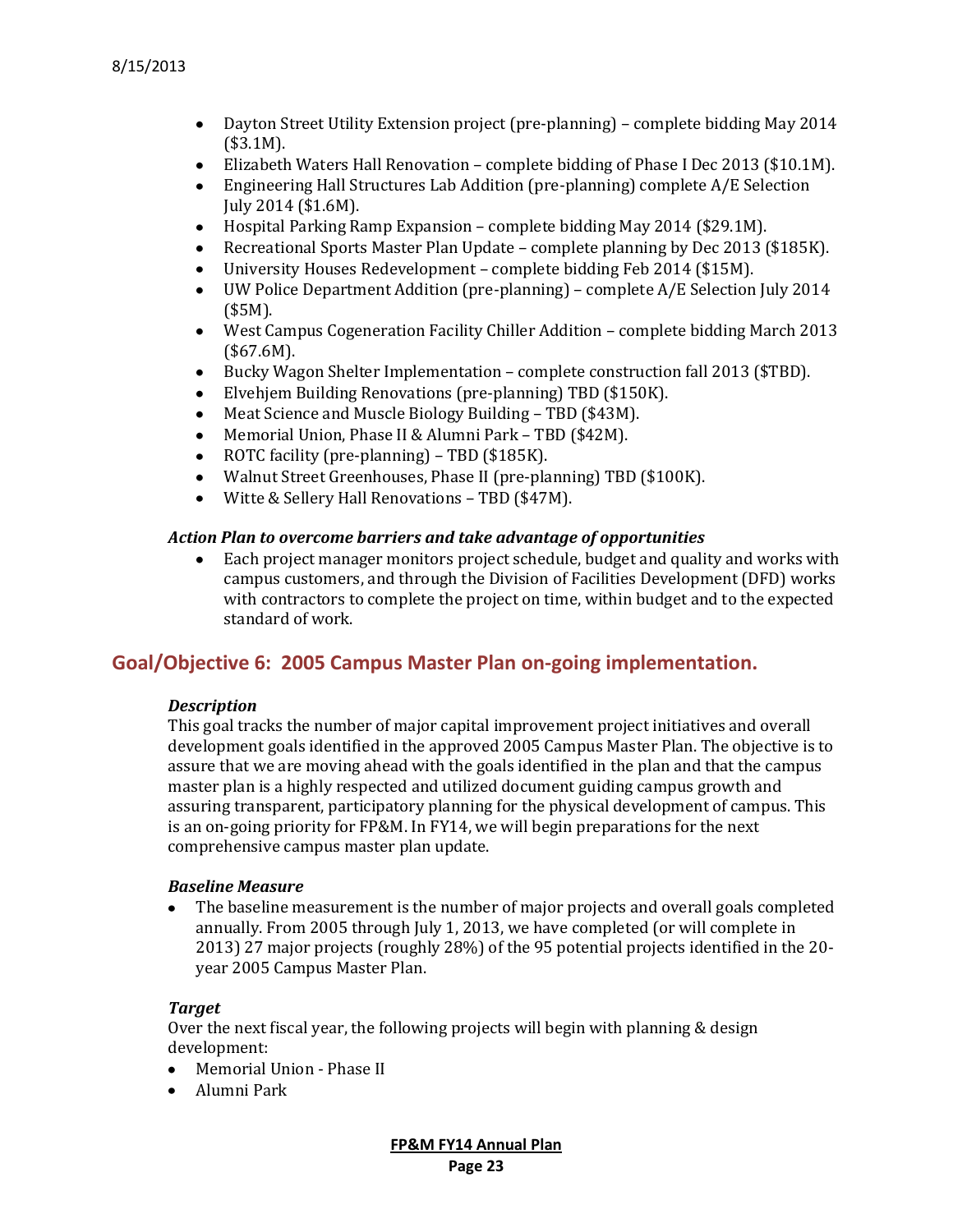- Dayton Street Utility Extension project (pre-planning) – complete bidding May 2014 ($3.1M).
- Elizabeth Waters Hall Renovation – complete bidding of Phase I Dec 2013 ($10.1M).
- Engineering Hall Structures Lab Addition (pre-planning) complete A/E Selection July 2014 ($1.6M).
- Hospital Parking Ramp Expansion – complete bidding May 2014 ($29.1M).
- Recreational Sports Master Plan Update – complete planning by Dec 2013 ($185K).
- University Houses Redevelopment – complete bidding Feb 2014 ($15M).
- UW Police Department Addition (pre-planning) – complete A/E Selection July 2014 ($5M).
- West Campus Cogeneration Facility Chiller Addition – complete bidding March 2013 ($67.6M).
- Bucky Wagon Shelter Implementation – complete construction fall 2013 ($TBD).
- Elvehjem Building Renovations (pre-planning) TBD ($150K).
- Meat Science and Muscle Biology Building – TBD ($43M).
- Memorial Union, Phase II & Alumni Park – TBD ($42M).
- ROTC facility (pre-planning) – TBD ($185K).
- Walnut Street Greenhouses, Phase II (pre-planning) TBD ($100K).
- Witte & Sellery Hall Renovations – TBD ($47M).

***Action Plan to overcome barriers and take advantage of opportunities***

- Each project manager monitors project schedule, budget and quality and works with campus customers, and through the Division of Facilities Development (DFD) works with contractors to complete the project on time, within budget and to the expected standard of work.

## Goal/Objective 6: 2005 Campus Master Plan on-going implementation.

***Description***

This goal tracks the number of major capital improvement project initiatives and overall development goals identified in the approved 2005 Campus Master Plan. The objective is to assure that we are moving ahead with the goals identified in the plan and that the campus master plan is a highly respected and utilized document guiding campus growth and assuring transparent, participatory planning for the physical development of campus. This is an on-going priority for FP&M. In FY14, we will begin preparations for the next comprehensive campus master plan update.

***Baseline Measure***

- The baseline measurement is the number of major projects and overall goals completed annually. From 2005 through July 1, 2013, we have completed (or will complete in 2013) 27 major projects (roughly 28%) of the 95 potential projects identified in the 20-year 2005 Campus Master Plan.

***Target***

Over the next fiscal year, the following projects will begin with planning & design development:

- Memorial Union - Phase II
- Alumni Park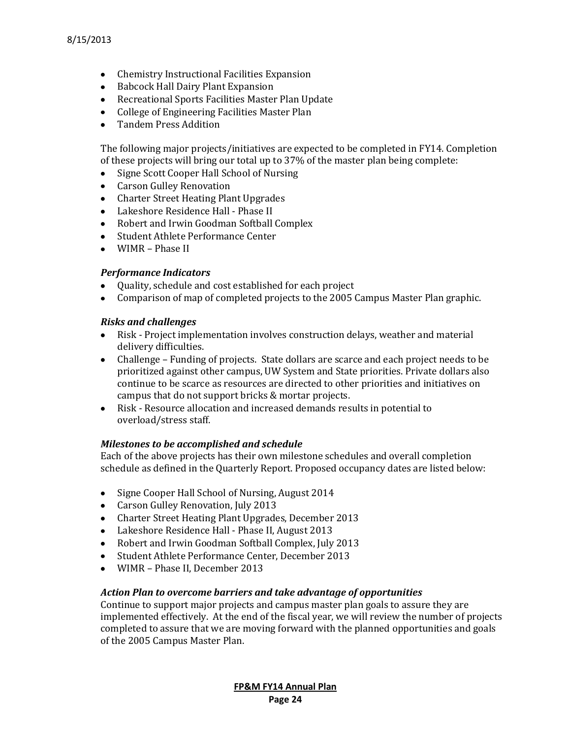- Chemistry Instructional Facilities Expansion
- Babcock Hall Dairy Plant Expansion
- Recreational Sports Facilities Master Plan Update
- College of Engineering Facilities Master Plan
- Tandem Press Addition

The following major projects/initiatives are expected to be completed in FY14. Completion of these projects will bring our total up to 37% of the master plan being complete:

- Signe Scott Cooper Hall School of Nursing
- Carson Gulley Renovation
- Charter Street Heating Plant Upgrades
- Lakeshore Residence Hall - Phase II
- Robert and Irwin Goodman Softball Complex
- Student Athlete Performance Center
- WIMR – Phase II

### *Performance Indicators*

- Quality, schedule and cost established for each project
- Comparison of map of completed projects to the 2005 Campus Master Plan graphic.

### *Risks and challenges*

- Risk - Project implementation involves construction delays, weather and material delivery difficulties.
- Challenge – Funding of projects. State dollars are scarce and each project needs to be prioritized against other campus, UW System and State priorities. Private dollars also continue to be scarce as resources are directed to other priorities and initiatives on campus that do not support bricks & mortar projects.
- Risk - Resource allocation and increased demands results in potential to overload/stress staff.

### *Milestones to be accomplished and schedule*

Each of the above projects has their own milestone schedules and overall completion schedule as defined in the Quarterly Report. Proposed occupancy dates are listed below:

- Signe Cooper Hall School of Nursing, August 2014
- Carson Gulley Renovation, July 2013
- Charter Street Heating Plant Upgrades, December 2013
- Lakeshore Residence Hall - Phase II, August 2013
- Robert and Irwin Goodman Softball Complex, July 2013
- Student Athlete Performance Center, December 2013
- WIMR – Phase II, December 2013

### *Action Plan to overcome barriers and take advantage of opportunities*

Continue to support major projects and campus master plan goals to assure they are implemented effectively. At the end of the fiscal year, we will review the number of projects completed to assure that we are moving forward with the planned opportunities and goals of the 2005 Campus Master Plan.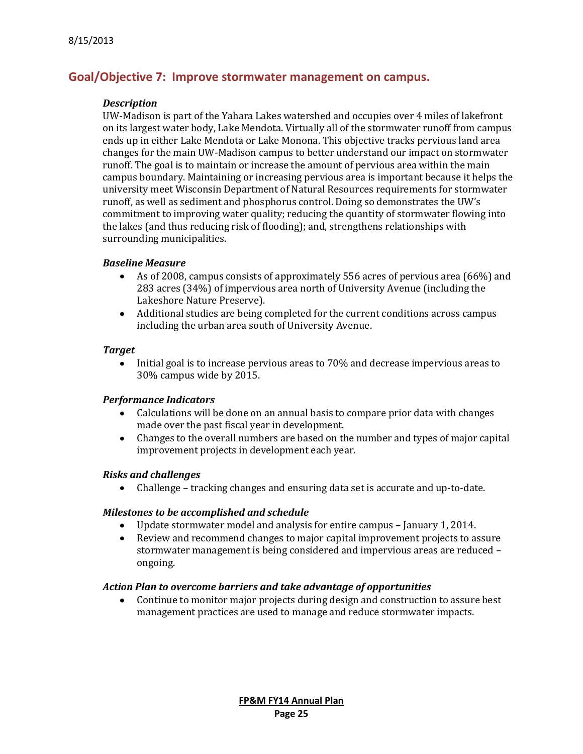## Goal/Objective 7: Improve stormwater management on campus.

***Description***

UW-Madison is part of the Yahara Lakes watershed and occupies over 4 miles of lakefront on its largest water body, Lake Mendota. Virtually all of the stormwater runoff from campus ends up in either Lake Mendota or Lake Monona. This objective tracks pervious land area changes for the main UW-Madison campus to better understand our impact on stormwater runoff. The goal is to maintain or increase the amount of pervious area within the main campus boundary. Maintaining or increasing pervious area is important because it helps the university meet Wisconsin Department of Natural Resources requirements for stormwater runoff, as well as sediment and phosphorus control. Doing so demonstrates the UW's commitment to improving water quality; reducing the quantity of stormwater flowing into the lakes (and thus reducing risk of flooding); and, strengthens relationships with surrounding municipalities.

***Baseline Measure***

- As of 2008, campus consists of approximately 556 acres of pervious area (66%) and 283 acres (34%) of impervious area north of University Avenue (including the Lakeshore Nature Preserve).
- Additional studies are being completed for the current conditions across campus including the urban area south of University Avenue.

***Target***

- Initial goal is to increase pervious areas to 70% and decrease impervious areas to 30% campus wide by 2015.

***Performance Indicators***

- Calculations will be done on an annual basis to compare prior data with changes made over the past fiscal year in development.
- Changes to the overall numbers are based on the number and types of major capital improvement projects in development each year.

***Risks and challenges***

- Challenge – tracking changes and ensuring data set is accurate and up-to-date.

***Milestones to be accomplished and schedule***

- Update stormwater model and analysis for entire campus – January 1, 2014.
- Review and recommend changes to major capital improvement projects to assure stormwater management is being considered and impervious areas are reduced – ongoing.

***Action Plan to overcome barriers and take advantage of opportunities***

- Continue to monitor major projects during design and construction to assure best management practices are used to manage and reduce stormwater impacts.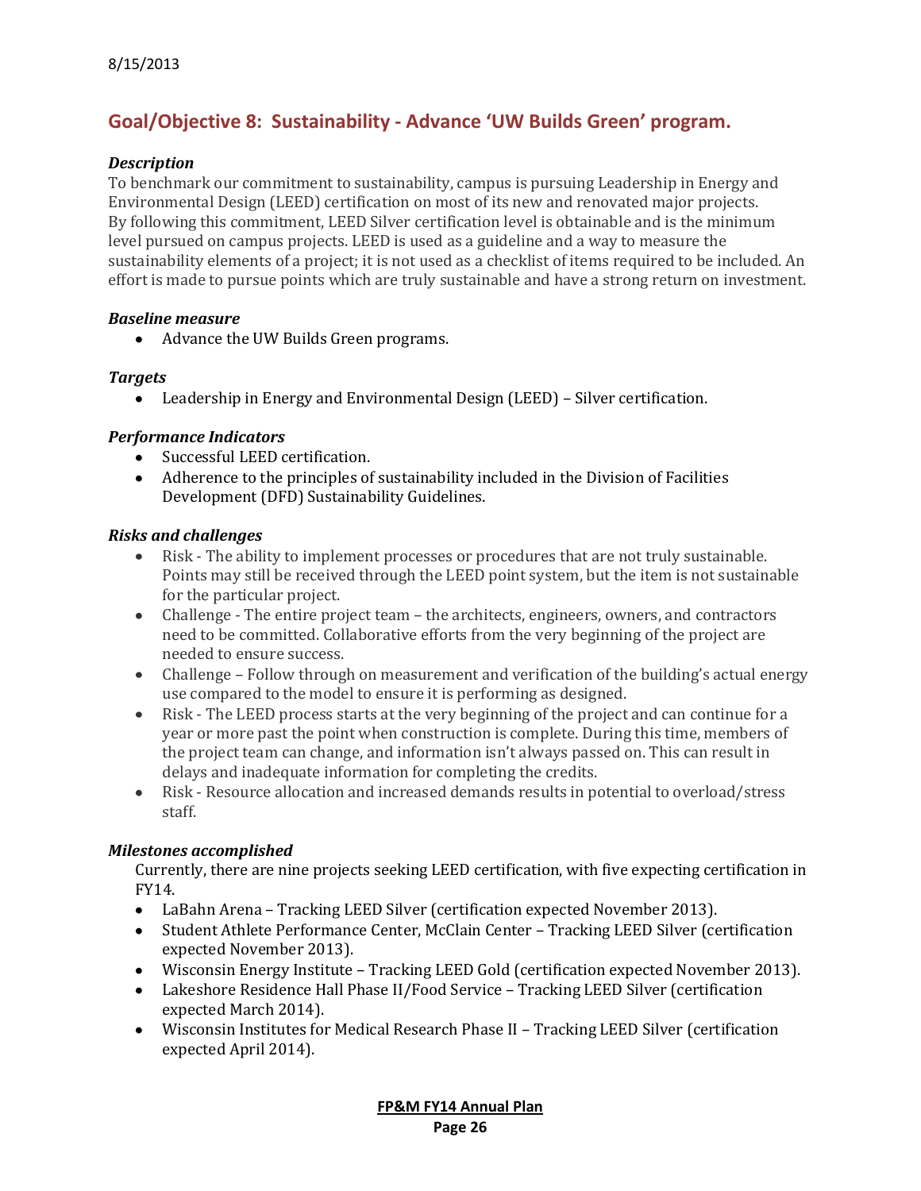8/15/2013

## Goal/Objective 8: Sustainability - Advance 'UW Builds Green' program.

***Description***

To benchmark our commitment to sustainability, campus is pursuing Leadership in Energy and Environmental Design (LEED) certification on most of its new and renovated major projects. By following this commitment, LEED Silver certification level is obtainable and is the minimum level pursued on campus projects. LEED is used as a guideline and a way to measure the sustainability elements of a project; it is not used as a checklist of items required to be included. An effort is made to pursue points which are truly sustainable and have a strong return on investment.

***Baseline measure***

- Advance the UW Builds Green programs.

***Targets***

- Leadership in Energy and Environmental Design (LEED) – Silver certification.

***Performance Indicators***

- Successful LEED certification.
- Adherence to the principles of sustainability included in the Division of Facilities Development (DFD) Sustainability Guidelines.

***Risks and challenges***

- Risk - The ability to implement processes or procedures that are not truly sustainable. Points may still be received through the LEED point system, but the item is not sustainable for the particular project.
- Challenge - The entire project team – the architects, engineers, owners, and contractors need to be committed. Collaborative efforts from the very beginning of the project are needed to ensure success.
- Challenge – Follow through on measurement and verification of the building's actual energy use compared to the model to ensure it is performing as designed.
- Risk - The LEED process starts at the very beginning of the project and can continue for a year or more past the point when construction is complete. During this time, members of the project team can change, and information isn't always passed on. This can result in delays and inadequate information for completing the credits.
- Risk - Resource allocation and increased demands results in potential to overload/stress staff.

***Milestones accomplished***

Currently, there are nine projects seeking LEED certification, with five expecting certification in FY14.

- LaBahn Arena – Tracking LEED Silver (certification expected November 2013).
- Student Athlete Performance Center, McClain Center – Tracking LEED Silver (certification expected November 2013).
- Wisconsin Energy Institute – Tracking LEED Gold (certification expected November 2013).
- Lakeshore Residence Hall Phase II/Food Service – Tracking LEED Silver (certification expected March 2014).
- Wisconsin Institutes for Medical Research Phase II – Tracking LEED Silver (certification expected April 2014).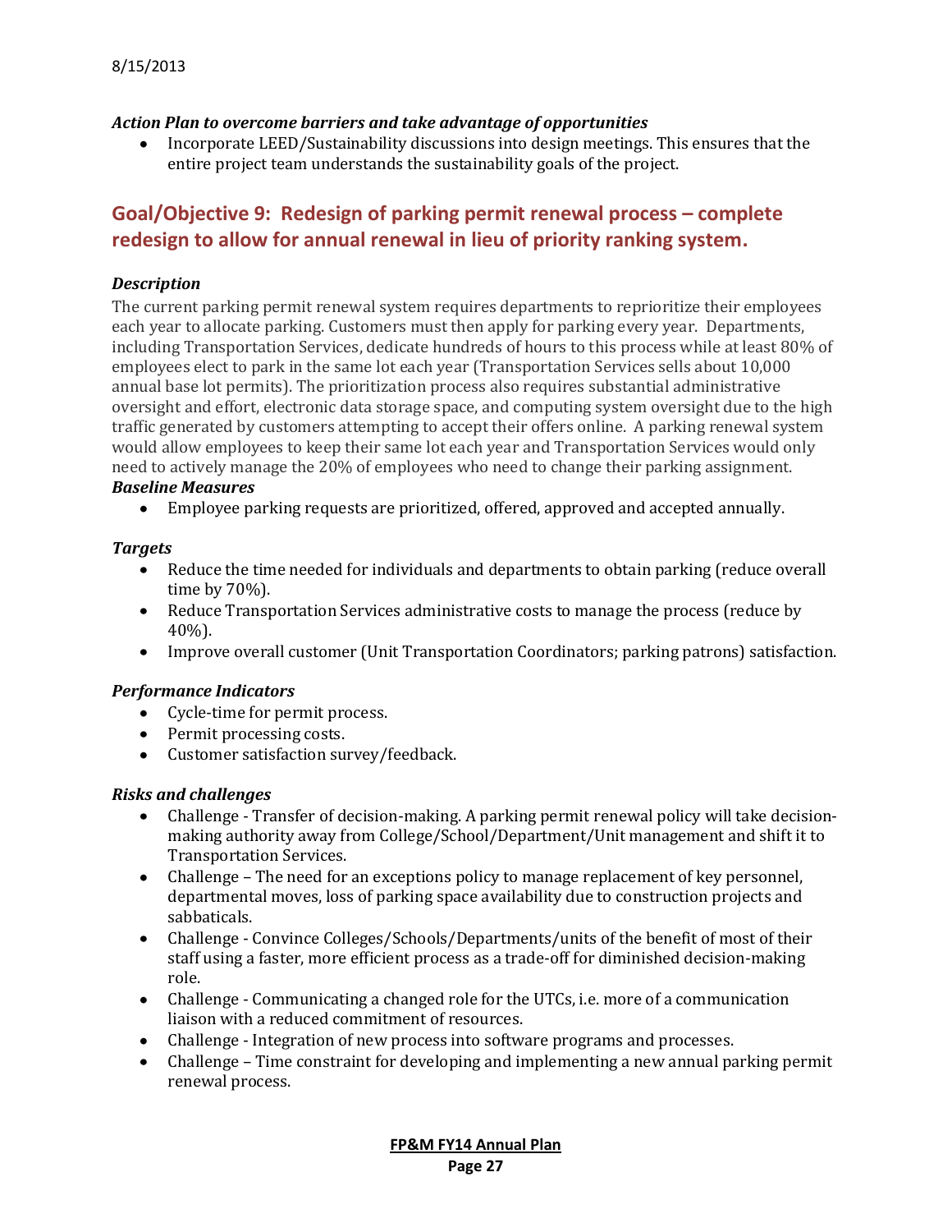### *Action Plan to overcome barriers and take advantage of opportunities*

- Incorporate LEED/Sustainability discussions into design meetings. This ensures that the entire project team understands the sustainability goals of the project.

## Goal/Objective 9: Redesign of parking permit renewal process – complete redesign to allow for annual renewal in lieu of priority ranking system.

### *Description*

The current parking permit renewal system requires departments to reprioritize their employees each year to allocate parking. Customers must then apply for parking every year. Departments, including Transportation Services, dedicate hundreds of hours to this process while at least 80% of employees elect to park in the same lot each year (Transportation Services sells about 10,000 annual base lot permits). The prioritization process also requires substantial administrative oversight and effort, electronic data storage space, and computing system oversight due to the high traffic generated by customers attempting to accept their offers online. A parking renewal system would allow employees to keep their same lot each year and Transportation Services would only need to actively manage the 20% of employees who need to change their parking assignment.

### *Baseline Measures*

- Employee parking requests are prioritized, offered, approved and accepted annually.

### *Targets*

- Reduce the time needed for individuals and departments to obtain parking (reduce overall time by 70%).
- Reduce Transportation Services administrative costs to manage the process (reduce by 40%).
- Improve overall customer (Unit Transportation Coordinators; parking patrons) satisfaction.

### *Performance Indicators*

- Cycle-time for permit process.
- Permit processing costs.
- Customer satisfaction survey/feedback.

### *Risks and challenges*

- Challenge - Transfer of decision-making. A parking permit renewal policy will take decision-making authority away from College/School/Department/Unit management and shift it to Transportation Services.
- Challenge – The need for an exceptions policy to manage replacement of key personnel, departmental moves, loss of parking space availability due to construction projects and sabbaticals.
- Challenge - Convince Colleges/Schools/Departments/units of the benefit of most of their staff using a faster, more efficient process as a trade-off for diminished decision-making role.
- Challenge - Communicating a changed role for the UTCs, i.e. more of a communication liaison with a reduced commitment of resources.
- Challenge - Integration of new process into software programs and processes.
- Challenge – Time constraint for developing and implementing a new annual parking permit renewal process.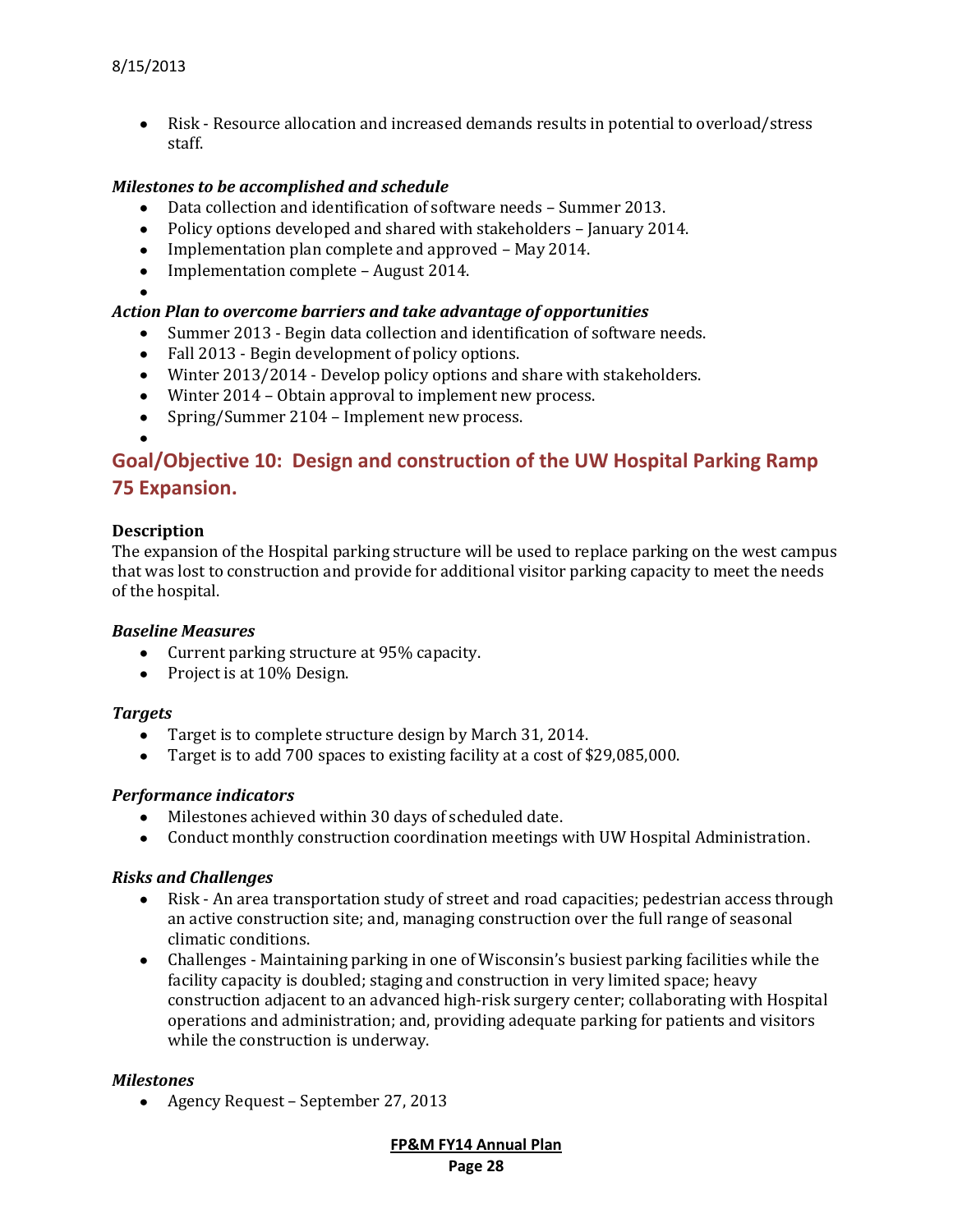- Risk - Resource allocation and increased demands results in potential to overload/stress staff.

***Milestones to be accomplished and schedule***

- Data collection and identification of software needs – Summer 2013.
- Policy options developed and shared with stakeholders – January 2014.
- Implementation plan complete and approved – May 2014.
- Implementation complete – August 2014.

***Action Plan to overcome barriers and take advantage of opportunities***

- Summer 2013 - Begin data collection and identification of software needs.
- Fall 2013 - Begin development of policy options.
- Winter 2013/2014 - Develop policy options and share with stakeholders.
- Winter 2014 – Obtain approval to implement new process.
- Spring/Summer 2104 – Implement new process.

## Goal/Objective 10: Design and construction of the UW Hospital Parking Ramp 75 Expansion.

**Description**

The expansion of the Hospital parking structure will be used to replace parking on the west campus that was lost to construction and provide for additional visitor parking capacity to meet the needs of the hospital.

***Baseline Measures***

- Current parking structure at 95% capacity.
- Project is at 10% Design.

***Targets***

- Target is to complete structure design by March 31, 2014.
- Target is to add 700 spaces to existing facility at a cost of $29,085,000.

***Performance indicators***

- Milestones achieved within 30 days of scheduled date.
- Conduct monthly construction coordination meetings with UW Hospital Administration.

***Risks and Challenges***

- Risk - An area transportation study of street and road capacities; pedestrian access through an active construction site; and, managing construction over the full range of seasonal climatic conditions.
- Challenges - Maintaining parking in one of Wisconsin's busiest parking facilities while the facility capacity is doubled; staging and construction in very limited space; heavy construction adjacent to an advanced high-risk surgery center; collaborating with Hospital operations and administration; and, providing adequate parking for patients and visitors while the construction is underway.

***Milestones***

- Agency Request – September 27, 2013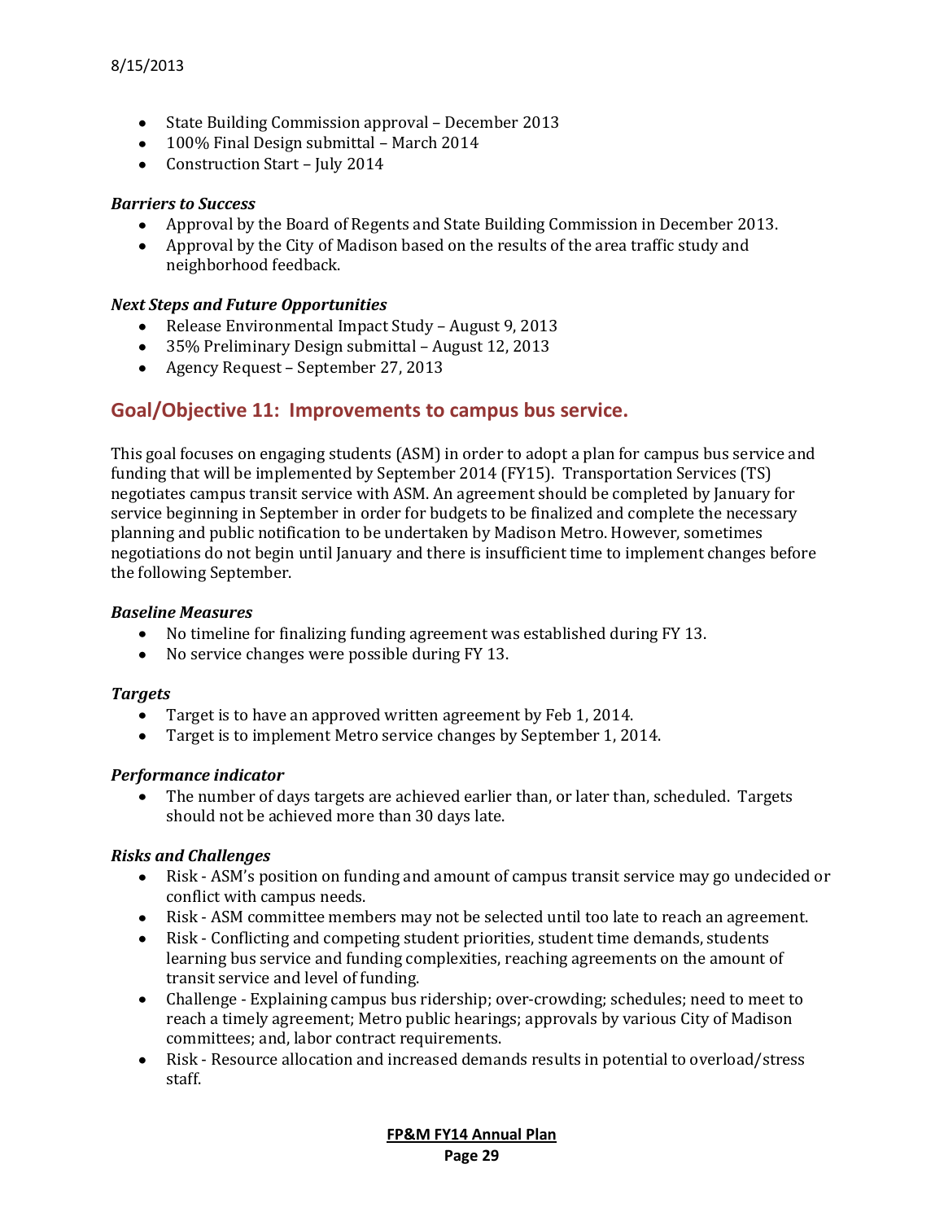- State Building Commission approval – December 2013
- 100% Final Design submittal – March 2014
- Construction Start – July 2014

***Barriers to Success***

- Approval by the Board of Regents and State Building Commission in December 2013.
- Approval by the City of Madison based on the results of the area traffic study and neighborhood feedback.

***Next Steps and Future Opportunities***

- Release Environmental Impact Study – August 9, 2013
- 35% Preliminary Design submittal – August 12, 2013
- Agency Request – September 27, 2013

## Goal/Objective 11: Improvements to campus bus service.

This goal focuses on engaging students (ASM) in order to adopt a plan for campus bus service and funding that will be implemented by September 2014 (FY15). Transportation Services (TS) negotiates campus transit service with ASM. An agreement should be completed by January for service beginning in September in order for budgets to be finalized and complete the necessary planning and public notification to be undertaken by Madison Metro. However, sometimes negotiations do not begin until January and there is insufficient time to implement changes before the following September.

***Baseline Measures***

- No timeline for finalizing funding agreement was established during FY 13.
- No service changes were possible during FY 13.

***Targets***

- Target is to have an approved written agreement by Feb 1, 2014.
- Target is to implement Metro service changes by September 1, 2014.

***Performance indicator***

- The number of days targets are achieved earlier than, or later than, scheduled. Targets should not be achieved more than 30 days late.

***Risks and Challenges***

- Risk - ASM's position on funding and amount of campus transit service may go undecided or conflict with campus needs.
- Risk - ASM committee members may not be selected until too late to reach an agreement.
- Risk - Conflicting and competing student priorities, student time demands, students learning bus service and funding complexities, reaching agreements on the amount of transit service and level of funding.
- Challenge - Explaining campus bus ridership; over-crowding; schedules; need to meet to reach a timely agreement; Metro public hearings; approvals by various City of Madison committees; and, labor contract requirements.
- Risk - Resource allocation and increased demands results in potential to overload/stress staff.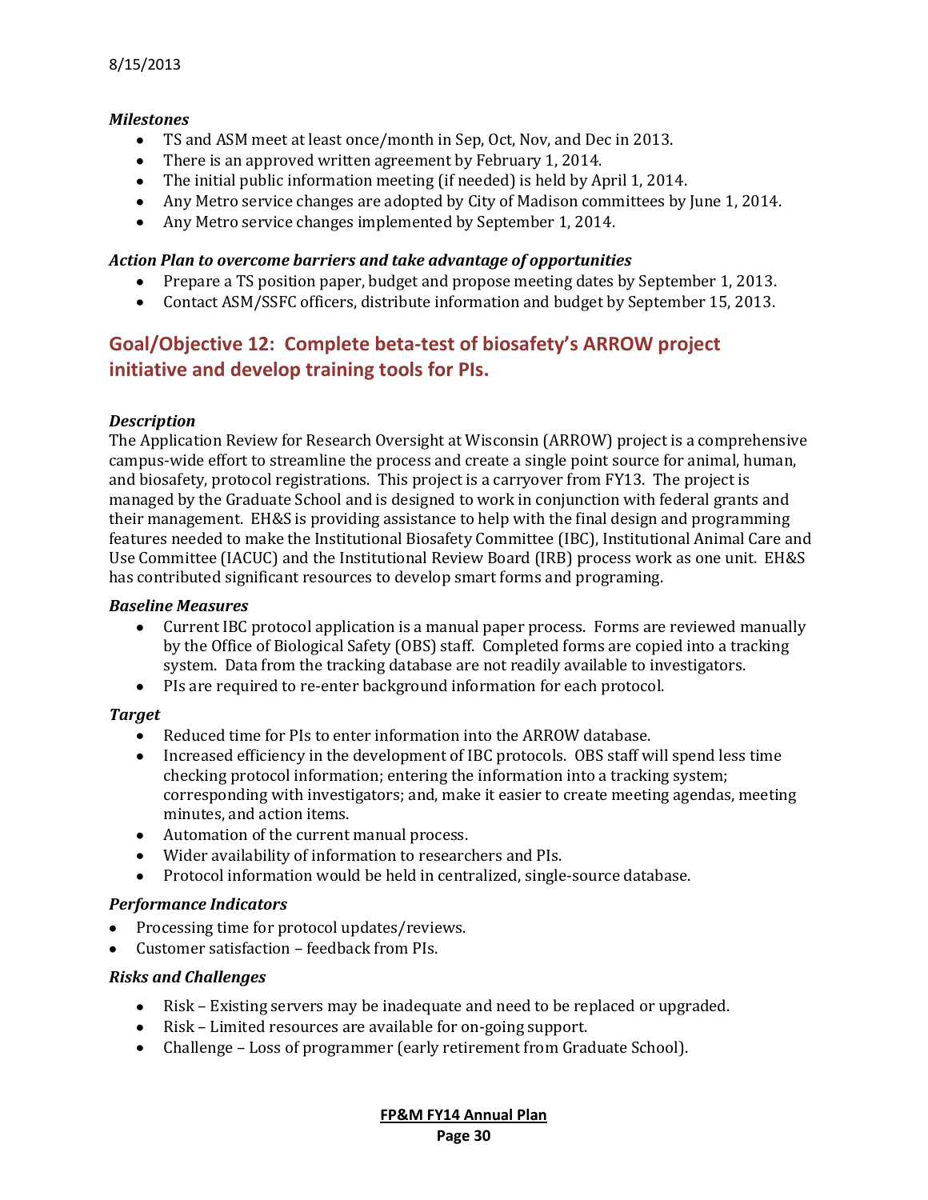### *Milestones*

- TS and ASM meet at least once/month in Sep, Oct, Nov, and Dec in 2013.
- There is an approved written agreement by February 1, 2014.
- The initial public information meeting (if needed) is held by April 1, 2014.
- Any Metro service changes are adopted by City of Madison committees by June 1, 2014.
- Any Metro service changes implemented by September 1, 2014.

### *Action Plan to overcome barriers and take advantage of opportunities*

- Prepare a TS position paper, budget and propose meeting dates by September 1, 2013.
- Contact ASM/SSFC officers, distribute information and budget by September 15, 2013.

## Goal/Objective 12: Complete beta-test of biosafety's ARROW project initiative and develop training tools for PIs.

### *Description*

The Application Review for Research Oversight at Wisconsin (ARROW) project is a comprehensive campus-wide effort to streamline the process and create a single point source for animal, human, and biosafety, protocol registrations. This project is a carryover from FY13. The project is managed by the Graduate School and is designed to work in conjunction with federal grants and their management. EH&S is providing assistance to help with the final design and programming features needed to make the Institutional Biosafety Committee (IBC), Institutional Animal Care and Use Committee (IACUC) and the Institutional Review Board (IRB) process work as one unit. EH&S has contributed significant resources to develop smart forms and programing.

### *Baseline Measures*

- Current IBC protocol application is a manual paper process. Forms are reviewed manually by the Office of Biological Safety (OBS) staff. Completed forms are copied into a tracking system. Data from the tracking database are not readily available to investigators.
- PIs are required to re-enter background information for each protocol.

### *Target*

- Reduced time for PIs to enter information into the ARROW database.
- Increased efficiency in the development of IBC protocols. OBS staff will spend less time checking protocol information; entering the information into a tracking system; corresponding with investigators; and, make it easier to create meeting agendas, meeting minutes, and action items.
- Automation of the current manual process.
- Wider availability of information to researchers and PIs.
- Protocol information would be held in centralized, single-source database.

### *Performance Indicators*

- Processing time for protocol updates/reviews.
- Customer satisfaction – feedback from PIs.

### *Risks and Challenges*

- Risk – Existing servers may be inadequate and need to be replaced or upgraded.
- Risk – Limited resources are available for on-going support.
- Challenge – Loss of programmer (early retirement from Graduate School).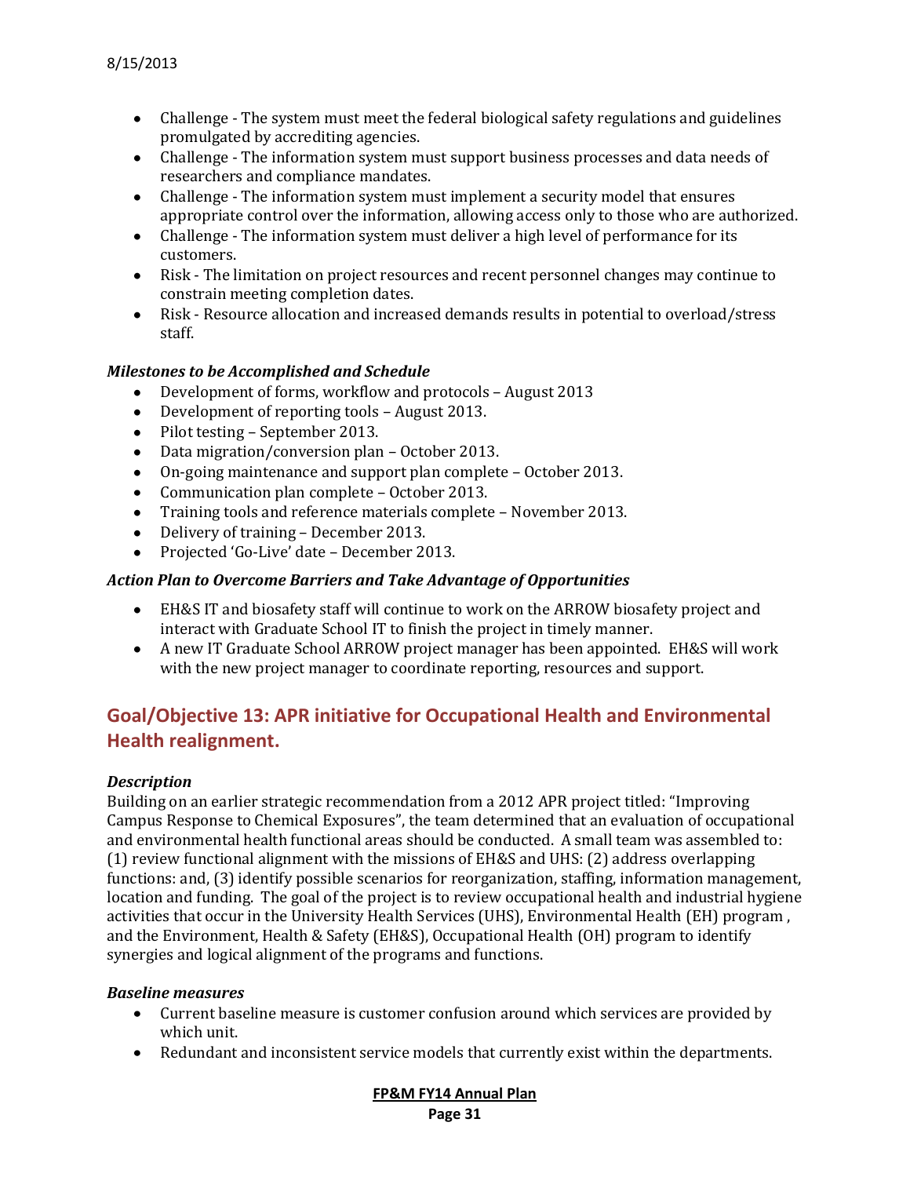- Challenge - The system must meet the federal biological safety regulations and guidelines promulgated by accrediting agencies.
- Challenge - The information system must support business processes and data needs of researchers and compliance mandates.
- Challenge - The information system must implement a security model that ensures appropriate control over the information, allowing access only to those who are authorized.
- Challenge - The information system must deliver a high level of performance for its customers.
- Risk - The limitation on project resources and recent personnel changes may continue to constrain meeting completion dates.
- Risk - Resource allocation and increased demands results in potential to overload/stress staff.

### *Milestones to be Accomplished and Schedule*

- Development of forms, workflow and protocols – August 2013
- Development of reporting tools – August 2013.
- Pilot testing – September 2013.
- Data migration/conversion plan – October 2013.
- On-going maintenance and support plan complete – October 2013.
- Communication plan complete – October 2013.
- Training tools and reference materials complete – November 2013.
- Delivery of training – December 2013.
- Projected 'Go-Live' date – December 2013.

### *Action Plan to Overcome Barriers and Take Advantage of Opportunities*

- EH&S IT and biosafety staff will continue to work on the ARROW biosafety project and interact with Graduate School IT to finish the project in timely manner.
- A new IT Graduate School ARROW project manager has been appointed. EH&S will work with the new project manager to coordinate reporting, resources and support.

## Goal/Objective 13: APR initiative for Occupational Health and Environmental Health realignment.

### *Description*

Building on an earlier strategic recommendation from a 2012 APR project titled: "Improving Campus Response to Chemical Exposures", the team determined that an evaluation of occupational and environmental health functional areas should be conducted. A small team was assembled to: (1) review functional alignment with the missions of EH&S and UHS: (2) address overlapping functions: and, (3) identify possible scenarios for reorganization, staffing, information management, location and funding. The goal of the project is to review occupational health and industrial hygiene activities that occur in the University Health Services (UHS), Environmental Health (EH) program , and the Environment, Health & Safety (EH&S), Occupational Health (OH) program to identify synergies and logical alignment of the programs and functions.

### *Baseline measures*

- Current baseline measure is customer confusion around which services are provided by which unit.
- Redundant and inconsistent service models that currently exist within the departments.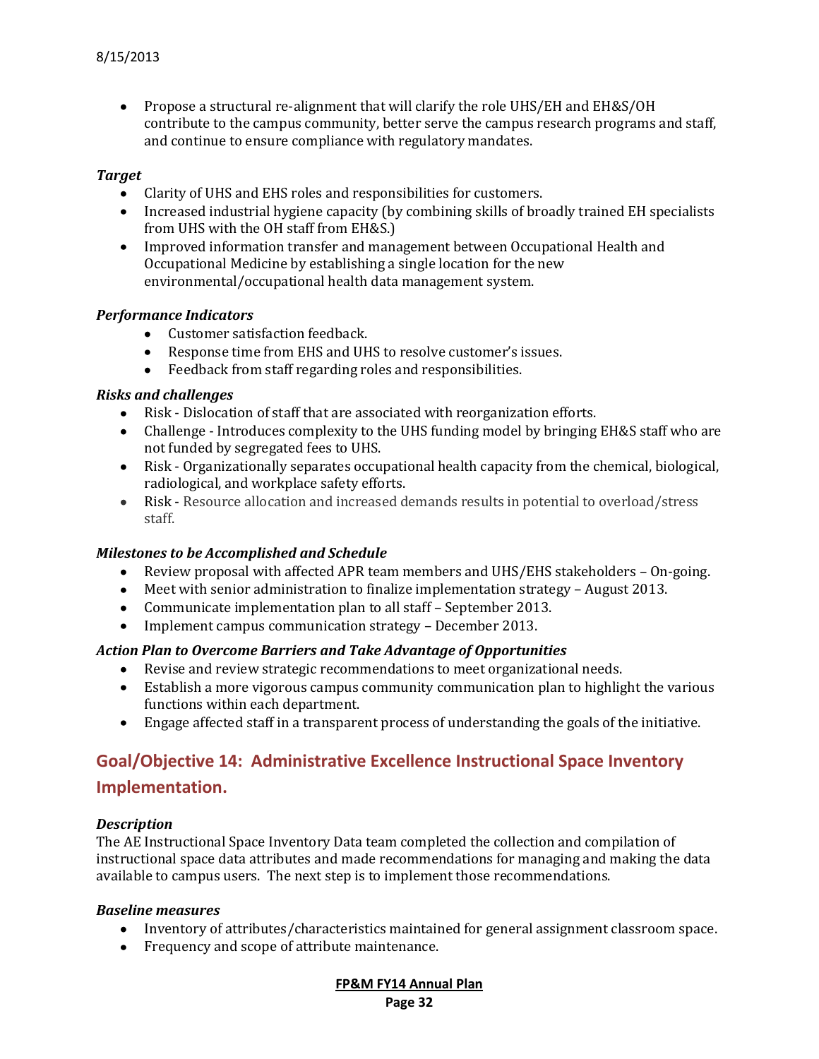- Propose a structural re-alignment that will clarify the role UHS/EH and EH&S/OH contribute to the campus community, better serve the campus research programs and staff, and continue to ensure compliance with regulatory mandates.

### *Target*

- Clarity of UHS and EHS roles and responsibilities for customers.
- Increased industrial hygiene capacity (by combining skills of broadly trained EH specialists from UHS with the OH staff from EH&S.)
- Improved information transfer and management between Occupational Health and Occupational Medicine by establishing a single location for the new environmental/occupational health data management system.

### *Performance Indicators*

- Customer satisfaction feedback.
- Response time from EHS and UHS to resolve customer's issues.
- Feedback from staff regarding roles and responsibilities.

### *Risks and challenges*

- Risk - Dislocation of staff that are associated with reorganization efforts.
- Challenge - Introduces complexity to the UHS funding model by bringing EH&S staff who are not funded by segregated fees to UHS.
- Risk - Organizationally separates occupational health capacity from the chemical, biological, radiological, and workplace safety efforts.
- Risk - Resource allocation and increased demands results in potential to overload/stress staff.

### *Milestones to be Accomplished and Schedule*

- Review proposal with affected APR team members and UHS/EHS stakeholders – On-going.
- Meet with senior administration to finalize implementation strategy – August 2013.
- Communicate implementation plan to all staff – September 2013.
- Implement campus communication strategy – December 2013.

### *Action Plan to Overcome Barriers and Take Advantage of Opportunities*

- Revise and review strategic recommendations to meet organizational needs.
- Establish a more vigorous campus community communication plan to highlight the various functions within each department.
- Engage affected staff in a transparent process of understanding the goals of the initiative.

## Goal/Objective 14: Administrative Excellence Instructional Space Inventory Implementation.

### *Description*

The AE Instructional Space Inventory Data team completed the collection and compilation of instructional space data attributes and made recommendations for managing and making the data available to campus users. The next step is to implement those recommendations.

### *Baseline measures*

- Inventory of attributes/characteristics maintained for general assignment classroom space.
- Frequency and scope of attribute maintenance.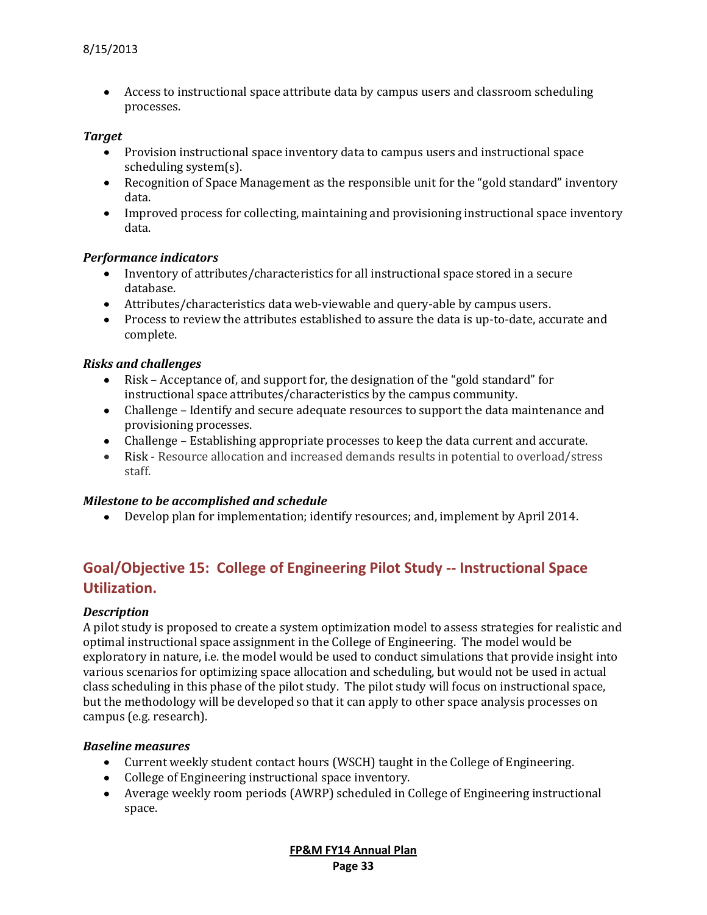- Access to instructional space attribute data by campus users and classroom scheduling processes.

***Target***

- Provision instructional space inventory data to campus users and instructional space scheduling system(s).
- Recognition of Space Management as the responsible unit for the "gold standard" inventory data.
- Improved process for collecting, maintaining and provisioning instructional space inventory data.

***Performance indicators***

- Inventory of attributes/characteristics for all instructional space stored in a secure database.
- Attributes/characteristics data web-viewable and query-able by campus users.
- Process to review the attributes established to assure the data is up-to-date, accurate and complete.

***Risks and challenges***

- Risk – Acceptance of, and support for, the designation of the "gold standard" for instructional space attributes/characteristics by the campus community.
- Challenge – Identify and secure adequate resources to support the data maintenance and provisioning processes.
- Challenge – Establishing appropriate processes to keep the data current and accurate.
- Risk - Resource allocation and increased demands results in potential to overload/stress staff.

***Milestone to be accomplished and schedule***

- Develop plan for implementation; identify resources; and, implement by April 2014.

## Goal/Objective 15: College of Engineering Pilot Study -- Instructional Space Utilization.

***Description***

A pilot study is proposed to create a system optimization model to assess strategies for realistic and optimal instructional space assignment in the College of Engineering. The model would be exploratory in nature, i.e. the model would be used to conduct simulations that provide insight into various scenarios for optimizing space allocation and scheduling, but would not be used in actual class scheduling in this phase of the pilot study. The pilot study will focus on instructional space, but the methodology will be developed so that it can apply to other space analysis processes on campus (e.g. research).

***Baseline measures***

- Current weekly student contact hours (WSCH) taught in the College of Engineering.
- College of Engineering instructional space inventory.
- Average weekly room periods (AWRP) scheduled in College of Engineering instructional space.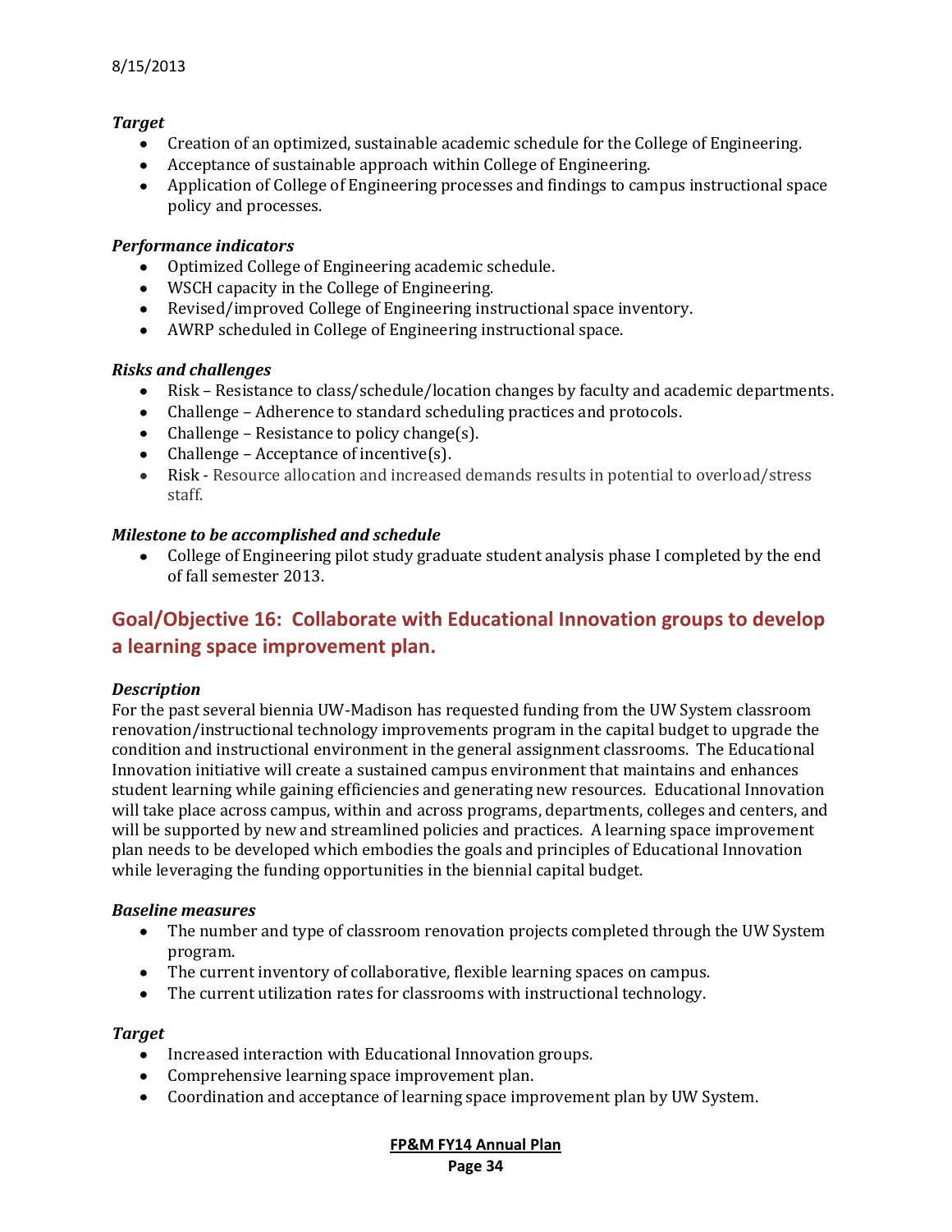***Target***

- Creation of an optimized, sustainable academic schedule for the College of Engineering.
- Acceptance of sustainable approach within College of Engineering.
- Application of College of Engineering processes and findings to campus instructional space policy and processes.

***Performance indicators***

- Optimized College of Engineering academic schedule.
- WSCH capacity in the College of Engineering.
- Revised/improved College of Engineering instructional space inventory.
- AWRP scheduled in College of Engineering instructional space.

***Risks and challenges***

- Risk – Resistance to class/schedule/location changes by faculty and academic departments.
- Challenge – Adherence to standard scheduling practices and protocols.
- Challenge – Resistance to policy change(s).
- Challenge – Acceptance of incentive(s).
- Risk - Resource allocation and increased demands results in potential to overload/stress staff.

***Milestone to be accomplished and schedule***

- College of Engineering pilot study graduate student analysis phase I completed by the end of fall semester 2013.

## Goal/Objective 16: Collaborate with Educational Innovation groups to develop a learning space improvement plan.

***Description***

For the past several biennia UW-Madison has requested funding from the UW System classroom renovation/instructional technology improvements program in the capital budget to upgrade the condition and instructional environment in the general assignment classrooms. The Educational Innovation initiative will create a sustained campus environment that maintains and enhances student learning while gaining efficiencies and generating new resources. Educational Innovation will take place across campus, within and across programs, departments, colleges and centers, and will be supported by new and streamlined policies and practices. A learning space improvement plan needs to be developed which embodies the goals and principles of Educational Innovation while leveraging the funding opportunities in the biennial capital budget.

***Baseline measures***

- The number and type of classroom renovation projects completed through the UW System program.
- The current inventory of collaborative, flexible learning spaces on campus.
- The current utilization rates for classrooms with instructional technology.

***Target***

- Increased interaction with Educational Innovation groups.
- Comprehensive learning space improvement plan.
- Coordination and acceptance of learning space improvement plan by UW System.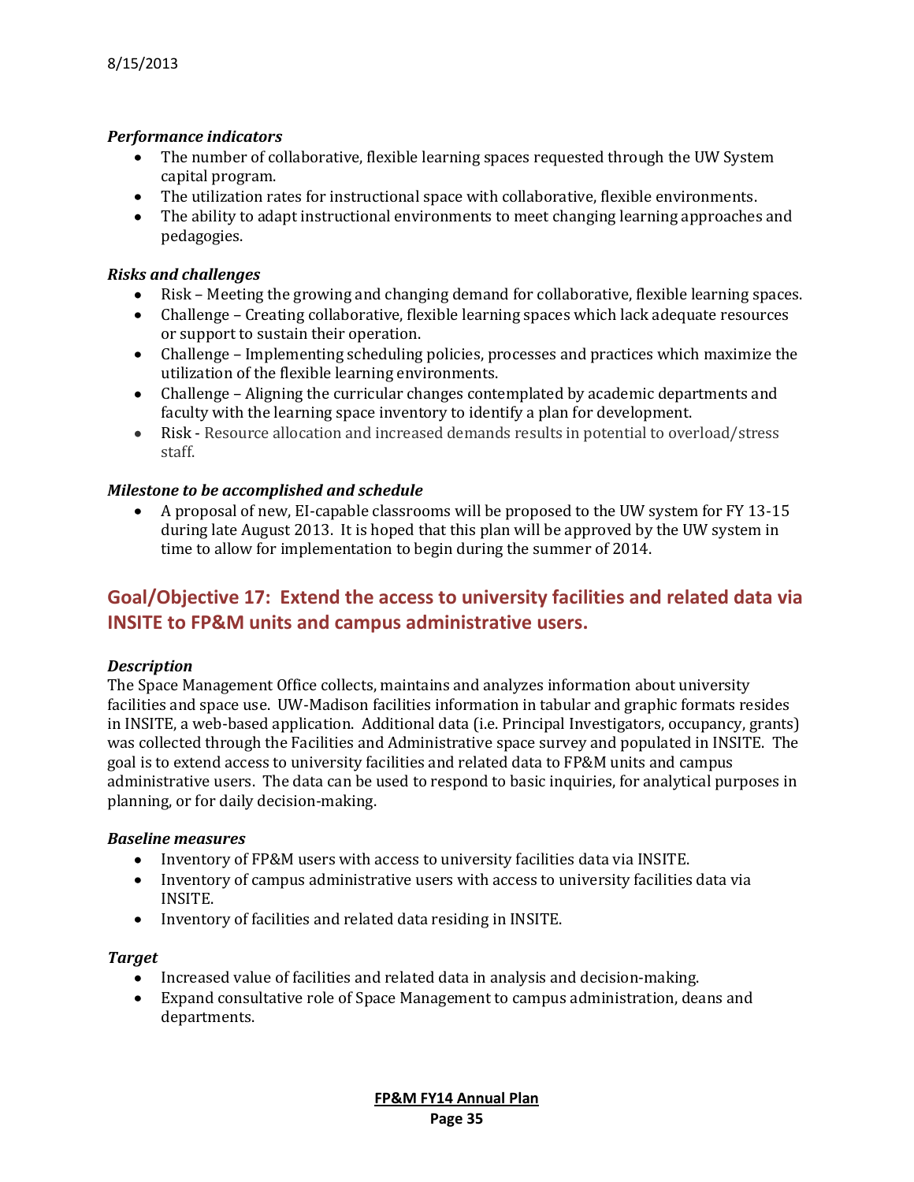***Performance indicators***

- The number of collaborative, flexible learning spaces requested through the UW System capital program.
- The utilization rates for instructional space with collaborative, flexible environments.
- The ability to adapt instructional environments to meet changing learning approaches and pedagogies.

***Risks and challenges***

- Risk – Meeting the growing and changing demand for collaborative, flexible learning spaces.
- Challenge – Creating collaborative, flexible learning spaces which lack adequate resources or support to sustain their operation.
- Challenge – Implementing scheduling policies, processes and practices which maximize the utilization of the flexible learning environments.
- Challenge – Aligning the curricular changes contemplated by academic departments and faculty with the learning space inventory to identify a plan for development.
- Risk - Resource allocation and increased demands results in potential to overload/stress staff.

***Milestone to be accomplished and schedule***

- A proposal of new, EI-capable classrooms will be proposed to the UW system for FY 13-15 during late August 2013. It is hoped that this plan will be approved by the UW system in time to allow for implementation to begin during the summer of 2014.

## Goal/Objective 17: Extend the access to university facilities and related data via INSITE to FP&M units and campus administrative users.

***Description***

The Space Management Office collects, maintains and analyzes information about university facilities and space use. UW-Madison facilities information in tabular and graphic formats resides in INSITE, a web-based application. Additional data (i.e. Principal Investigators, occupancy, grants) was collected through the Facilities and Administrative space survey and populated in INSITE. The goal is to extend access to university facilities and related data to FP&M units and campus administrative users. The data can be used to respond to basic inquiries, for analytical purposes in planning, or for daily decision-making.

***Baseline measures***

- Inventory of FP&M users with access to university facilities data via INSITE.
- Inventory of campus administrative users with access to university facilities data via INSITE.
- Inventory of facilities and related data residing in INSITE.

***Target***

- Increased value of facilities and related data in analysis and decision-making.
- Expand consultative role of Space Management to campus administration, deans and departments.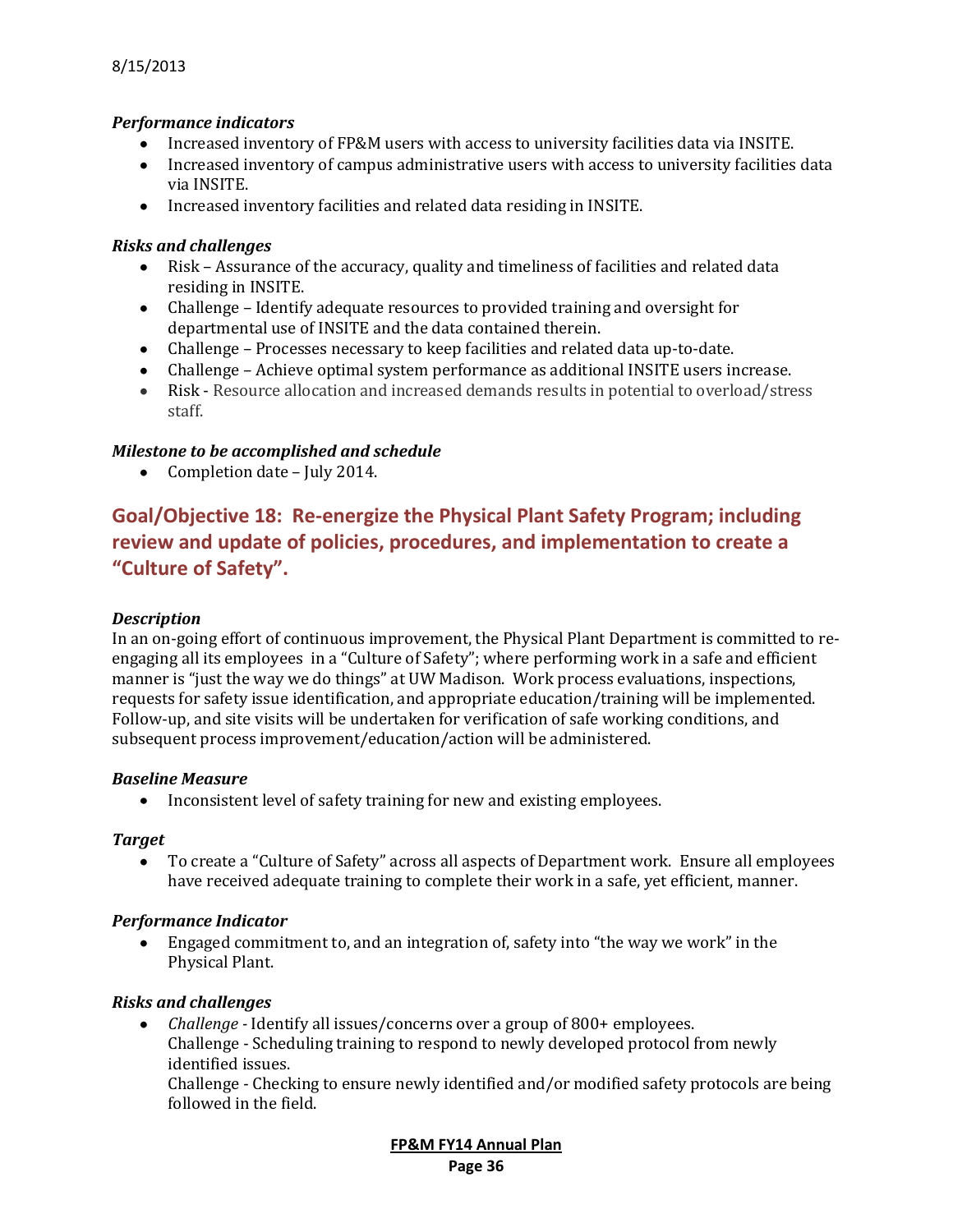***Performance indicators***

- Increased inventory of FP&M users with access to university facilities data via INSITE.
- Increased inventory of campus administrative users with access to university facilities data via INSITE.
- Increased inventory facilities and related data residing in INSITE.

***Risks and challenges***

- Risk – Assurance of the accuracy, quality and timeliness of facilities and related data residing in INSITE.
- Challenge – Identify adequate resources to provided training and oversight for departmental use of INSITE and the data contained therein.
- Challenge – Processes necessary to keep facilities and related data up-to-date.
- Challenge – Achieve optimal system performance as additional INSITE users increase.
- Risk - Resource allocation and increased demands results in potential to overload/stress staff.

***Milestone to be accomplished and schedule***

- Completion date – July 2014.

## Goal/Objective 18: Re-energize the Physical Plant Safety Program; including review and update of policies, procedures, and implementation to create a "Culture of Safety".

***Description***

In an on-going effort of continuous improvement, the Physical Plant Department is committed to re-engaging all its employees in a "Culture of Safety"; where performing work in a safe and efficient manner is "just the way we do things" at UW Madison. Work process evaluations, inspections, requests for safety issue identification, and appropriate education/training will be implemented. Follow-up, and site visits will be undertaken for verification of safe working conditions, and subsequent process improvement/education/action will be administered.

***Baseline Measure***

- Inconsistent level of safety training for new and existing employees.

***Target***

- To create a "Culture of Safety" across all aspects of Department work. Ensure all employees have received adequate training to complete their work in a safe, yet efficient, manner.

***Performance Indicator***

- Engaged commitment to, and an integration of, safety into "the way we work" in the Physical Plant.

***Risks and challenges***

- *Challenge* - Identify all issues/concerns over a group of 800+ employees.
  Challenge - Scheduling training to respond to newly developed protocol from newly identified issues.
  Challenge - Checking to ensure newly identified and/or modified safety protocols are being followed in the field.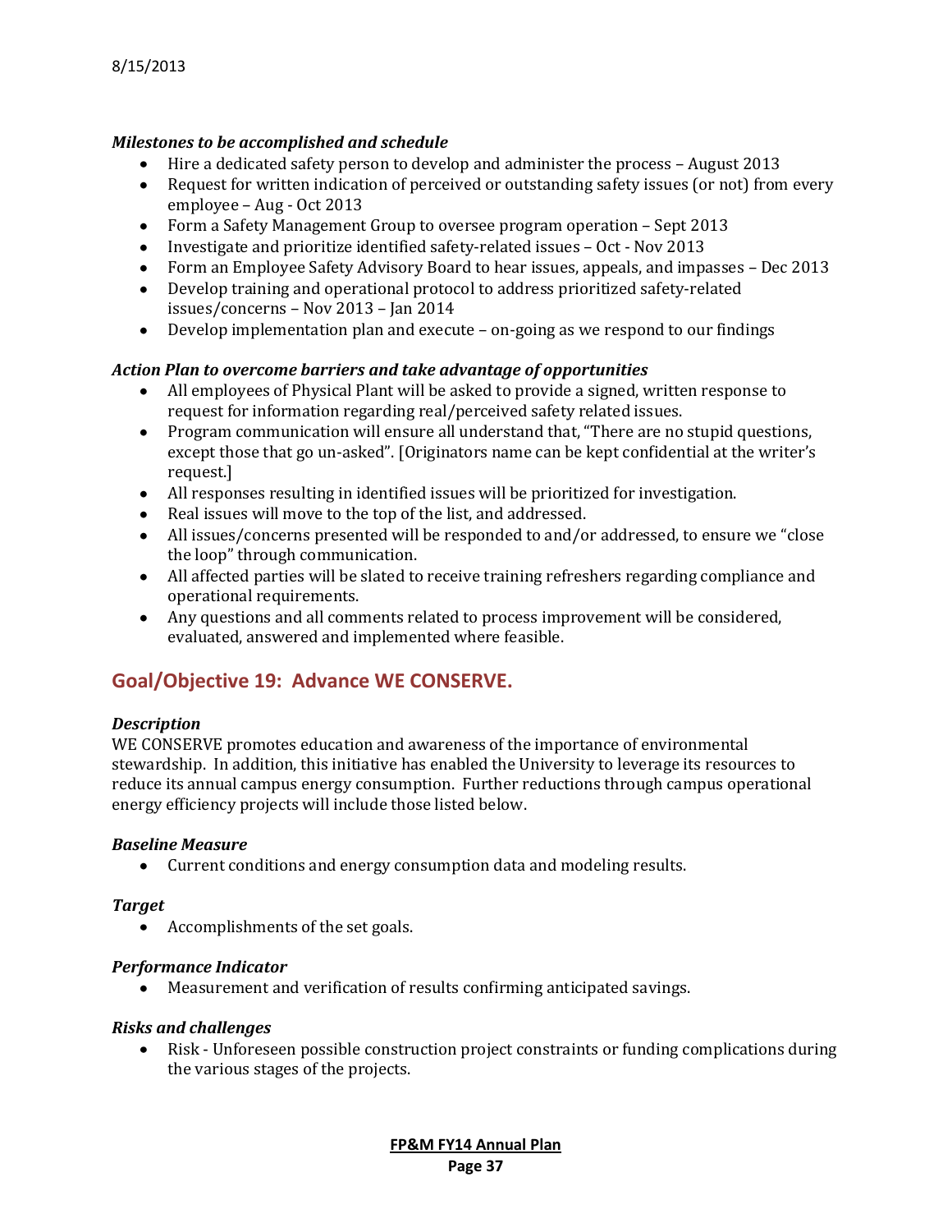***Milestones to be accomplished and schedule***

- Hire a dedicated safety person to develop and administer the process – August 2013
- Request for written indication of perceived or outstanding safety issues (or not) from every employee – Aug - Oct 2013
- Form a Safety Management Group to oversee program operation – Sept 2013
- Investigate and prioritize identified safety-related issues – Oct - Nov 2013
- Form an Employee Safety Advisory Board to hear issues, appeals, and impasses – Dec 2013
- Develop training and operational protocol to address prioritized safety-related issues/concerns – Nov 2013 – Jan 2014
- Develop implementation plan and execute – on-going as we respond to our findings

***Action Plan to overcome barriers and take advantage of opportunities***

- All employees of Physical Plant will be asked to provide a signed, written response to request for information regarding real/perceived safety related issues.
- Program communication will ensure all understand that, "There are no stupid questions, except those that go un-asked". [Originators name can be kept confidential at the writer's request.]
- All responses resulting in identified issues will be prioritized for investigation.
- Real issues will move to the top of the list, and addressed.
- All issues/concerns presented will be responded to and/or addressed, to ensure we "close the loop" through communication.
- All affected parties will be slated to receive training refreshers regarding compliance and operational requirements.
- Any questions and all comments related to process improvement will be considered, evaluated, answered and implemented where feasible.

## Goal/Objective 19: Advance WE CONSERVE.

***Description***

WE CONSERVE promotes education and awareness of the importance of environmental stewardship. In addition, this initiative has enabled the University to leverage its resources to reduce its annual campus energy consumption. Further reductions through campus operational energy efficiency projects will include those listed below.

***Baseline Measure***

- Current conditions and energy consumption data and modeling results.

***Target***

- Accomplishments of the set goals.

***Performance Indicator***

- Measurement and verification of results confirming anticipated savings.

***Risks and challenges***

- Risk - Unforeseen possible construction project constraints or funding complications during the various stages of the projects.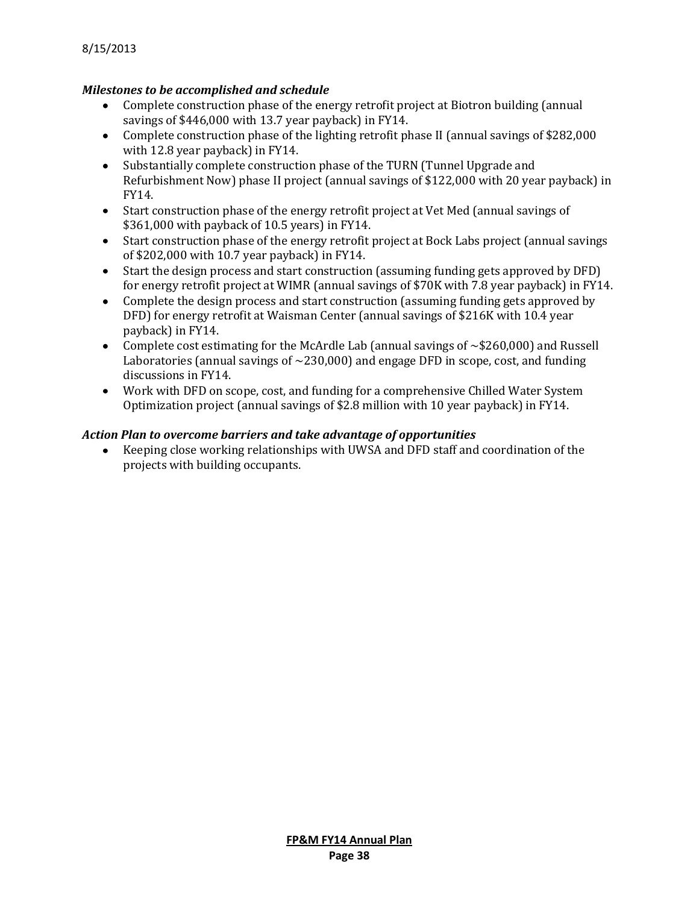8/15/2013

***Milestones to be accomplished and schedule***

- Complete construction phase of the energy retrofit project at Biotron building (annual savings of $446,000 with 13.7 year payback) in FY14.
- Complete construction phase of the lighting retrofit phase II (annual savings of $282,000 with 12.8 year payback) in FY14.
- Substantially complete construction phase of the TURN (Tunnel Upgrade and Refurbishment Now) phase II project (annual savings of $122,000 with 20 year payback) in FY14.
- Start construction phase of the energy retrofit project at Vet Med (annual savings of $361,000 with payback of 10.5 years) in FY14.
- Start construction phase of the energy retrofit project at Bock Labs project (annual savings of $202,000 with 10.7 year payback) in FY14.
- Start the design process and start construction (assuming funding gets approved by DFD) for energy retrofit project at WIMR (annual savings of $70K with 7.8 year payback) in FY14.
- Complete the design process and start construction (assuming funding gets approved by DFD) for energy retrofit at Waisman Center (annual savings of $216K with 10.4 year payback) in FY14.
- Complete cost estimating for the McArdle Lab (annual savings of ~$260,000) and Russell Laboratories (annual savings of ~230,000) and engage DFD in scope, cost, and funding discussions in FY14.
- Work with DFD on scope, cost, and funding for a comprehensive Chilled Water System Optimization project (annual savings of $2.8 million with 10 year payback) in FY14.

***Action Plan to overcome barriers and take advantage of opportunities***

- Keeping close working relationships with UWSA and DFD staff and coordination of the projects with building occupants.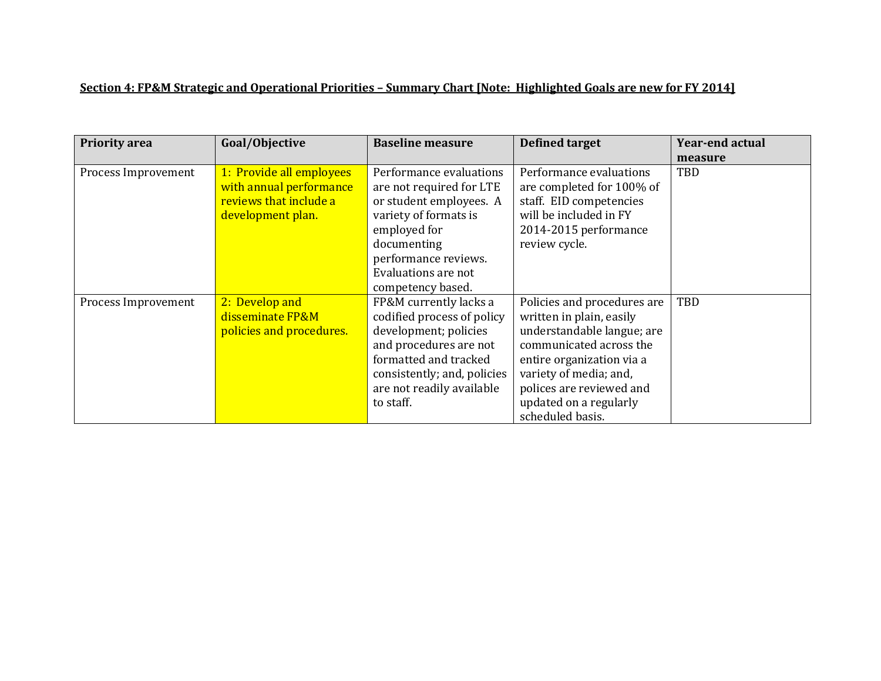**<u>Section 4: FP&M Strategic and Operational Priorities – Summary Chart [Note: Highlighted Goals are new for FY 2014]</u>**

| Priority area | Goal/Objective | Baseline measure | Defined target | Year-end actual measure |
|---|---|---|---|---|
| Process Improvement | 1: Provide all employees with annual performance reviews that include a development plan. | Performance evaluations are not required for LTE or student employees. A variety of formats is employed for documenting performance reviews. Evaluations are not competency based. | Performance evaluations are completed for 100% of staff. EID competencies will be included in FY 2014-2015 performance review cycle. | TBD |
| Process Improvement | 2: Develop and disseminate FP&M policies and procedures. | FP&M currently lacks a codified process of policy development; policies and procedures are not formatted and tracked consistently; and, policies are not readily available to staff. | Policies and procedures are written in plain, easily understandable langue; are communicated across the entire organization via a variety of media; and, polices are reviewed and updated on a regularly scheduled basis. | TBD |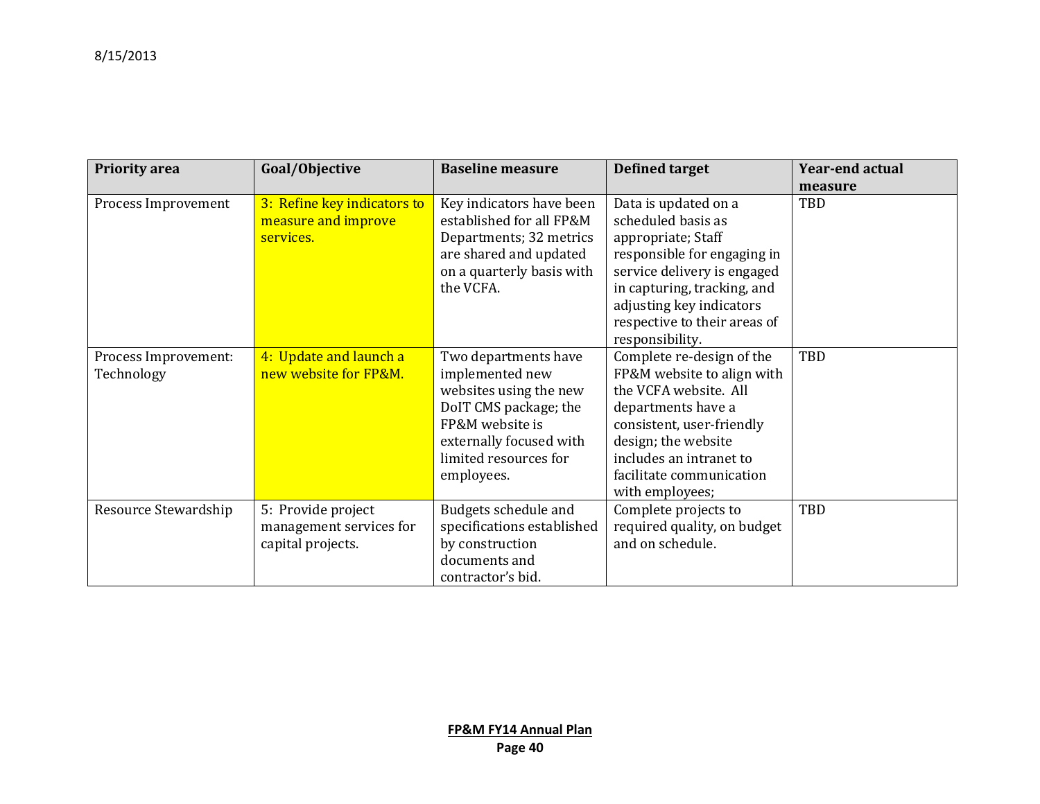| Priority area | Goal/Objective | Baseline measure | Defined target | Year-end actual measure |
| --- | --- | --- | --- | --- |
| Process Improvement | 3: Refine key indicators to measure and improve services. | Key indicators have been established for all FP&M Departments; 32 metrics are shared and updated on a quarterly basis with the VCFA. | Data is updated on a scheduled basis as appropriate; Staff responsible for engaging in service delivery is engaged in capturing, tracking, and adjusting key indicators respective to their areas of responsibility. | TBD |
| Process Improvement: Technology | 4: Update and launch a new website for FP&M. | Two departments have implemented new websites using the new DoIT CMS package; the FP&M website is externally focused with limited resources for employees. | Complete re-design of the FP&M website to align with the VCFA website. All departments have a consistent, user-friendly design; the website includes an intranet to facilitate communication with employees; | TBD |
| Resource Stewardship | 5: Provide project management services for capital projects. | Budgets schedule and specifications established by construction documents and contractor's bid. | Complete projects to required quality, on budget and on schedule. | TBD |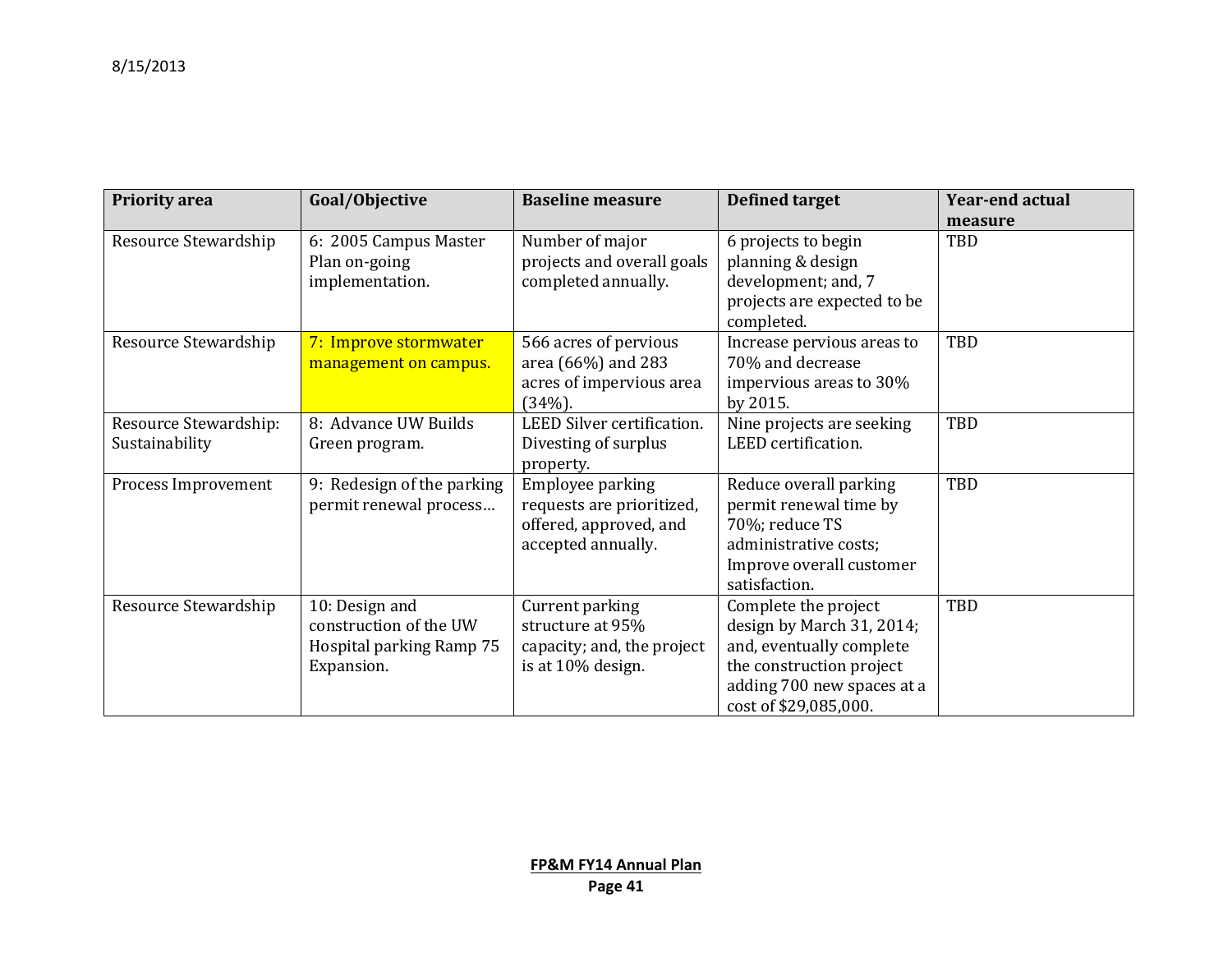| Priority area | Goal/Objective | Baseline measure | Defined target | Year-end actual measure |
|---|---|---|---|---|
| Resource Stewardship | 6: 2005 Campus Master Plan on-going implementation. | Number of major projects and overall goals completed annually. | 6 projects to begin planning & design development; and, 7 projects are expected to be completed. | TBD |
| Resource Stewardship | 7: Improve stormwater management on campus. | 566 acres of pervious area (66%) and 283 acres of impervious area (34%). | Increase pervious areas to 70% and decrease impervious areas to 30% by 2015. | TBD |
| Resource Stewardship: Sustainability | 8: Advance UW Builds Green program. | LEED Silver certification. Divesting of surplus property. | Nine projects are seeking LEED certification. | TBD |
| Process Improvement | 9: Redesign of the parking permit renewal process… | Employee parking requests are prioritized, offered, approved, and accepted annually. | Reduce overall parking permit renewal time by 70%; reduce TS administrative costs; Improve overall customer satisfaction. | TBD |
| Resource Stewardship | 10: Design and construction of the UW Hospital parking Ramp 75 Expansion. | Current parking structure at 95% capacity; and, the project is at 10% design. | Complete the project design by March 31, 2014; and, eventually complete the construction project adding 700 new spaces at a cost of $29,085,000. | TBD |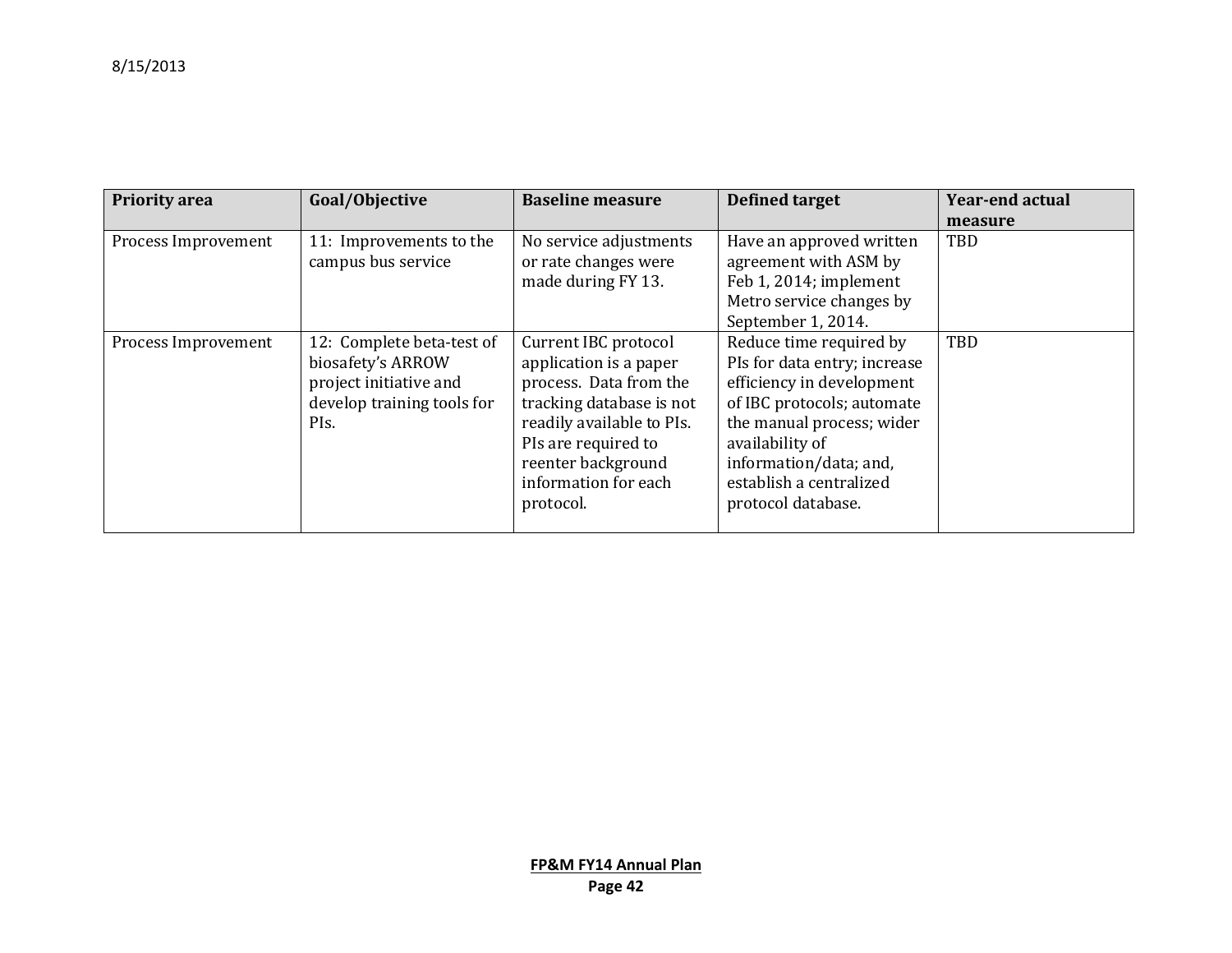| Priority area | Goal/Objective | Baseline measure | Defined target | Year-end actual measure |
|---|---|---|---|---|
| Process Improvement | 11: Improvements to the campus bus service | No service adjustments or rate changes were made during FY 13. | Have an approved written agreement with ASM by Feb 1, 2014; implement Metro service changes by September 1, 2014. | TBD |
| Process Improvement | 12: Complete beta-test of biosafety's ARROW project initiative and develop training tools for PIs. | Current IBC protocol application is a paper process. Data from the tracking database is not readily available to PIs. PIs are required to reenter background information for each protocol. | Reduce time required by PIs for data entry; increase efficiency in development of IBC protocols; automate the manual process; wider availability of information/data; and, establish a centralized protocol database. | TBD |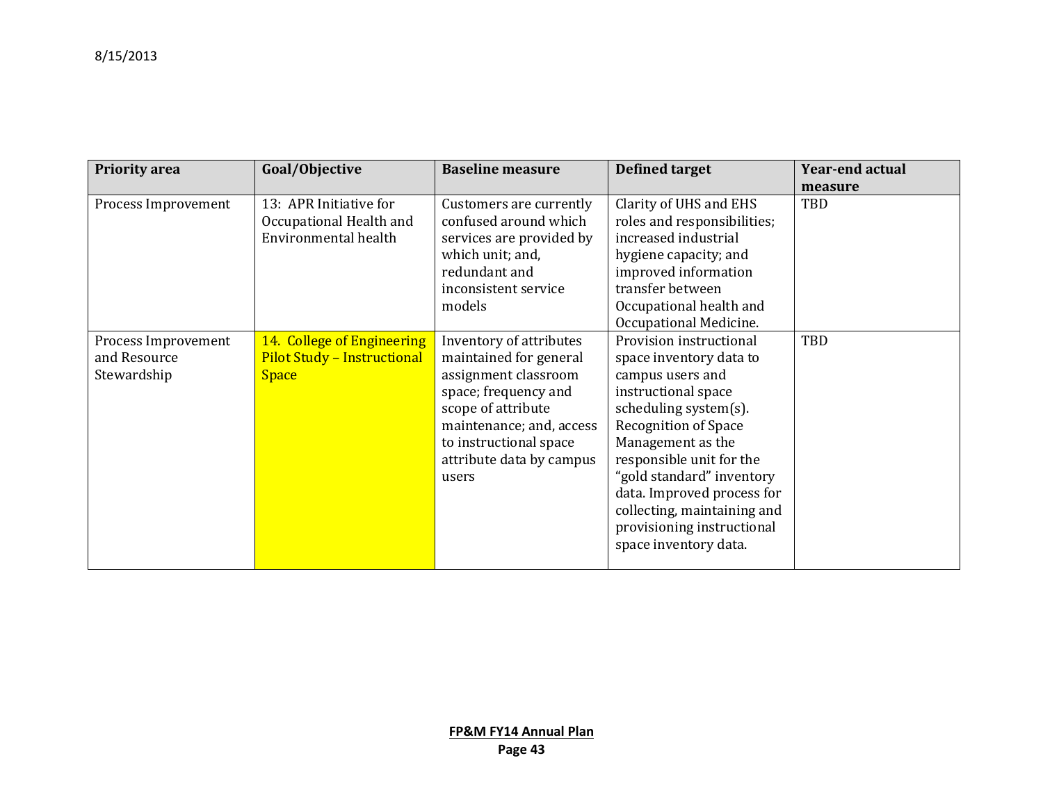| Priority area | Goal/Objective | Baseline measure | Defined target | Year-end actual measure |
|---|---|---|---|---|
| Process Improvement | 13: APR Initiative for Occupational Health and Environmental health | Customers are currently confused around which services are provided by which unit; and, redundant and inconsistent service models | Clarity of UHS and EHS roles and responsibilities; increased industrial hygiene capacity; and improved information transfer between Occupational health and Occupational Medicine. | TBD |
| Process Improvement and Resource Stewardship | 14. College of Engineering Pilot Study – Instructional Space | Inventory of attributes maintained for general assignment classroom space; frequency and scope of attribute maintenance; and, access to instructional space attribute data by campus users | Provision instructional space inventory data to campus users and instructional space scheduling system(s). Recognition of Space Management as the responsible unit for the "gold standard" inventory data. Improved process for collecting, maintaining and provisioning instructional space inventory data. | TBD |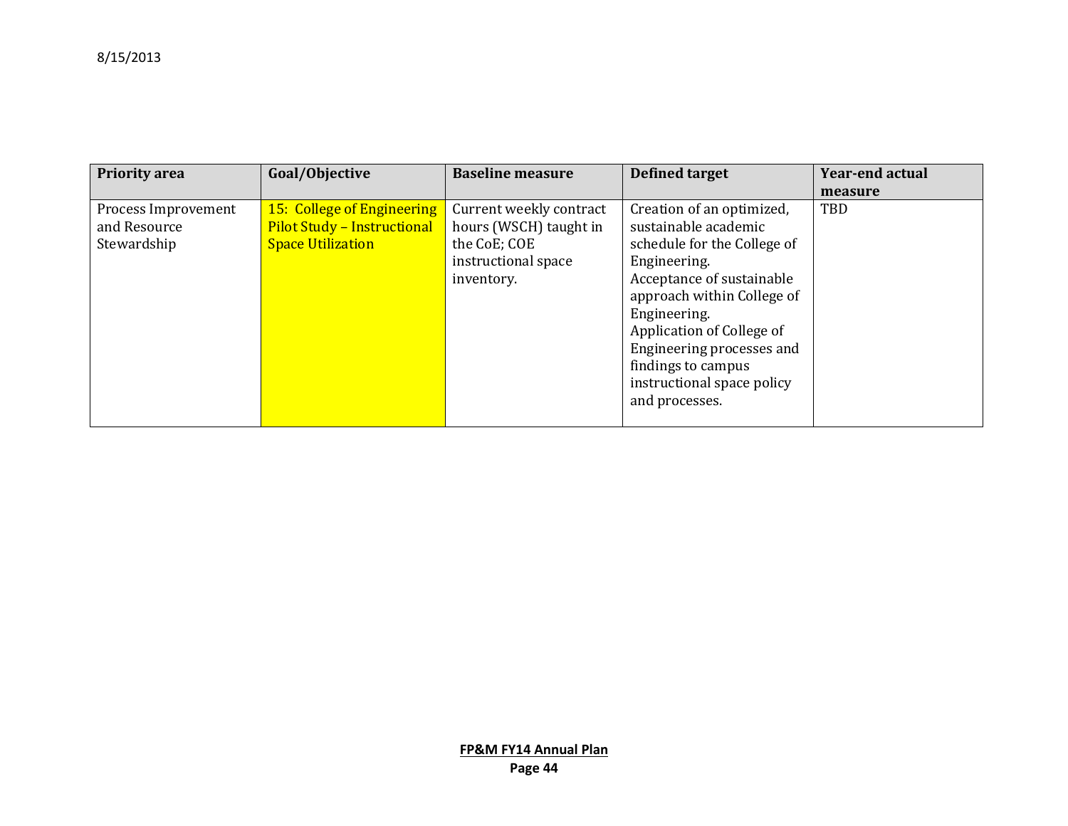| Priority area | Goal/Objective | Baseline measure | Defined target | Year-end actual measure |
| --- | --- | --- | --- | --- |
| Process Improvement and Resource Stewardship | 15: College of Engineering Pilot Study – Instructional Space Utilization | Current weekly contract hours (WSCH) taught in the CoE; COE instructional space inventory. | Creation of an optimized, sustainable academic schedule for the College of Engineering.<br>Acceptance of sustainable approach within College of Engineering.<br>Application of College of Engineering processes and findings to campus instructional space policy and processes. | TBD |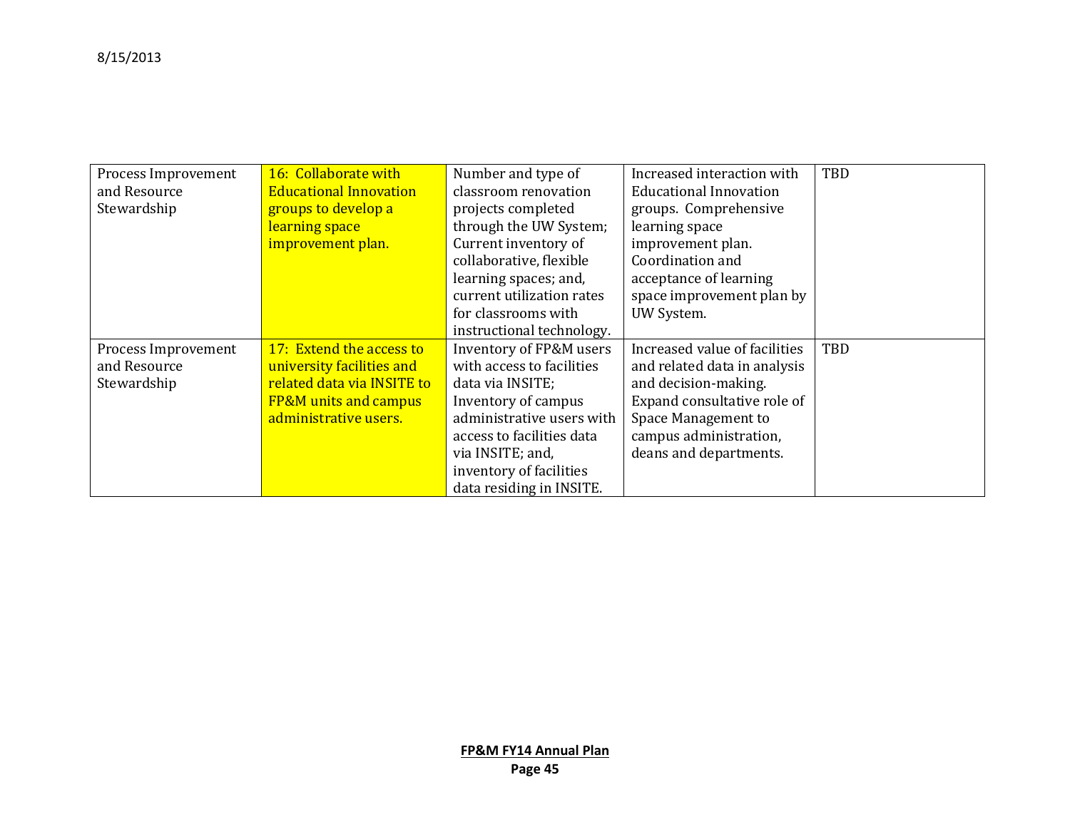| | | | | |
|---|---|---|---|---|
| Process Improvement and Resource Stewardship | 16: Collaborate with Educational Innovation groups to develop a learning space improvement plan. | Number and type of classroom renovation projects completed through the UW System; Current inventory of collaborative, flexible learning spaces; and, current utilization rates for classrooms with instructional technology. | Increased interaction with Educational Innovation groups. Comprehensive learning space improvement plan. Coordination and acceptance of learning space improvement plan by UW System. | TBD |
| Process Improvement and Resource Stewardship | 17: Extend the access to university facilities and related data via INSITE to FP&M units and campus administrative users. | Inventory of FP&M users with access to facilities data via INSITE; Inventory of campus administrative users with access to facilities data via INSITE; and, inventory of facilities data residing in INSITE. | Increased value of facilities and related data in analysis and decision-making. Expand consultative role of Space Management to campus administration, deans and departments. | TBD |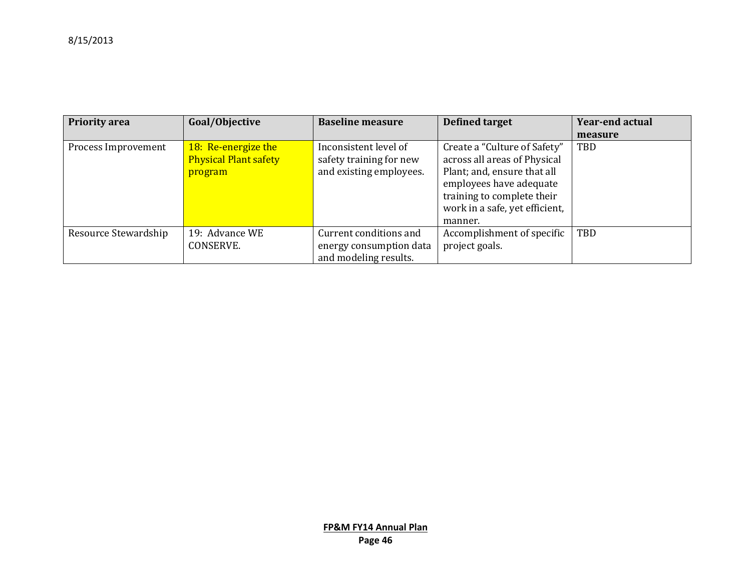| Priority area | Goal/Objective | Baseline measure | Defined target | Year-end actual measure |
|---|---|---|---|---|
| Process Improvement | 18: Re-energize the Physical Plant safety program | Inconsistent level of safety training for new and existing employees. | Create a "Culture of Safety" across all areas of Physical Plant; and, ensure that all employees have adequate training to complete their work in a safe, yet efficient, manner. | TBD |
| Resource Stewardship | 19: Advance WE CONSERVE. | Current conditions and energy consumption data and modeling results. | Accomplishment of specific project goals. | TBD |